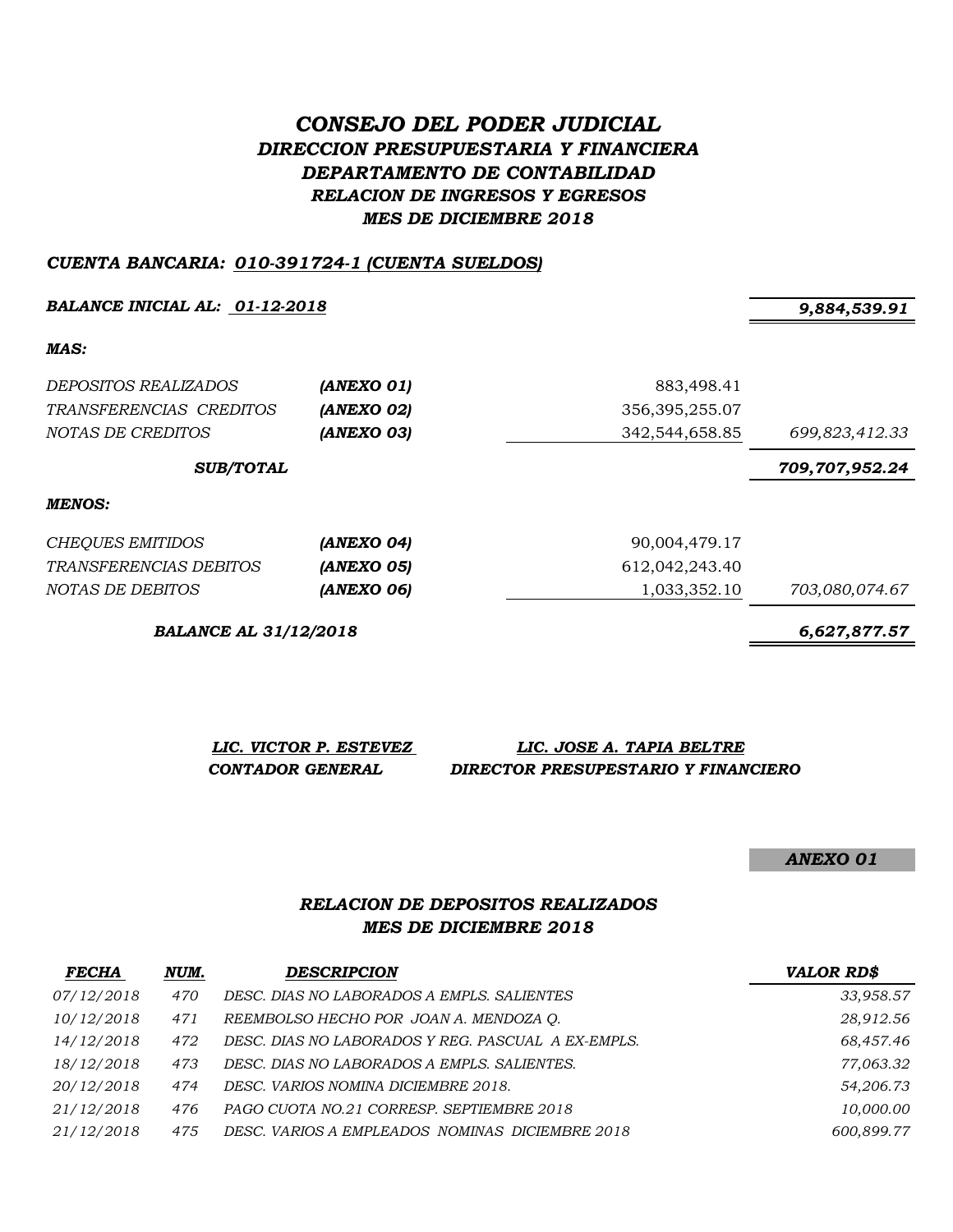# *CONSEJO DEL PODER JUDICIAL*
## *DIRECCION PRESUPUESTARIA Y FINANCIERA*
## *DEPARTAMENTO DE CONTABILIDAD*
### *RELACION DE INGRESOS Y EGRESOS*
### *MES DE DICIEMBRE 2018*

***CUENTA BANCARIA: 010-391724-1 (CUENTA SUELDOS)***

| | | | |
|---|---|---|---|
| ***BALANCE INICIAL AL: 01-12-2018*** | | | ***9,884,539.91*** |
| ***MAS:*** | | | |
| *DEPOSITOS REALIZADOS* | ***(ANEXO 01)*** | 883,498.41 | |
| *TRANSFERENCIAS CREDITOS* | ***(ANEXO 02)*** | 356,395,255.07 | |
| *NOTAS DE CREDITOS* | ***(ANEXO 03)*** | 342,544,658.85 | *699,823,412.33* |
| ***SUB/TOTAL*** | | | ***709,707,952.24*** |
| ***MENOS:*** | | | |
| *CHEQUES EMITIDOS* | ***(ANEXO 04)*** | 90,004,479.17 | |
| *TRANSFERENCIAS DEBITOS* | ***(ANEXO 05)*** | 612,042,243.40 | |
| *NOTAS DE DEBITOS* | ***(ANEXO 06)*** | 1,033,352.10 | *703,080,074.67* |
| ***BALANCE AL 31/12/2018*** | | | ***6,627,877.57*** |

***LIC. VICTOR P. ESTEVEZ***
***CONTADOR GENERAL***

***LIC. JOSE A. TAPIA BELTRE***
***DIRECTOR PRESUPESTARIO Y FINANCIERO***

***ANEXO 01***

### *RELACION DE DEPOSITOS REALIZADOS*
### *MES DE DICIEMBRE 2018*

| *FECHA* | *NUM.* | *DESCRIPCION* | *VALOR RD$* |
|---|---|---|---|
| *07/12/2018* | *470* | *DESC. DIAS NO LABORADOS A EMPLS. SALIENTES* | *33,958.57* |
| *10/12/2018* | *471* | *REEMBOLSO HECHO POR JOAN A. MENDOZA Q.* | *28,912.56* |
| *14/12/2018* | *472* | *DESC. DIAS NO LABORADOS Y REG. PASCUAL A EX-EMPLS.* | *68,457.46* |
| *18/12/2018* | *473* | *DESC. DIAS NO LABORADOS A EMPLS. SALIENTES.* | *77,063.32* |
| *20/12/2018* | *474* | *DESC. VARIOS NOMINA DICIEMBRE 2018.* | *54,206.73* |
| *21/12/2018* | *476* | *PAGO CUOTA NO.21 CORRESP. SEPTIEMBRE 2018* | *10,000.00* |
| *21/12/2018* | *475* | *DESC. VARIOS A EMPLEADOS NOMINAS DICIEMBRE 2018* | *600,899.77* |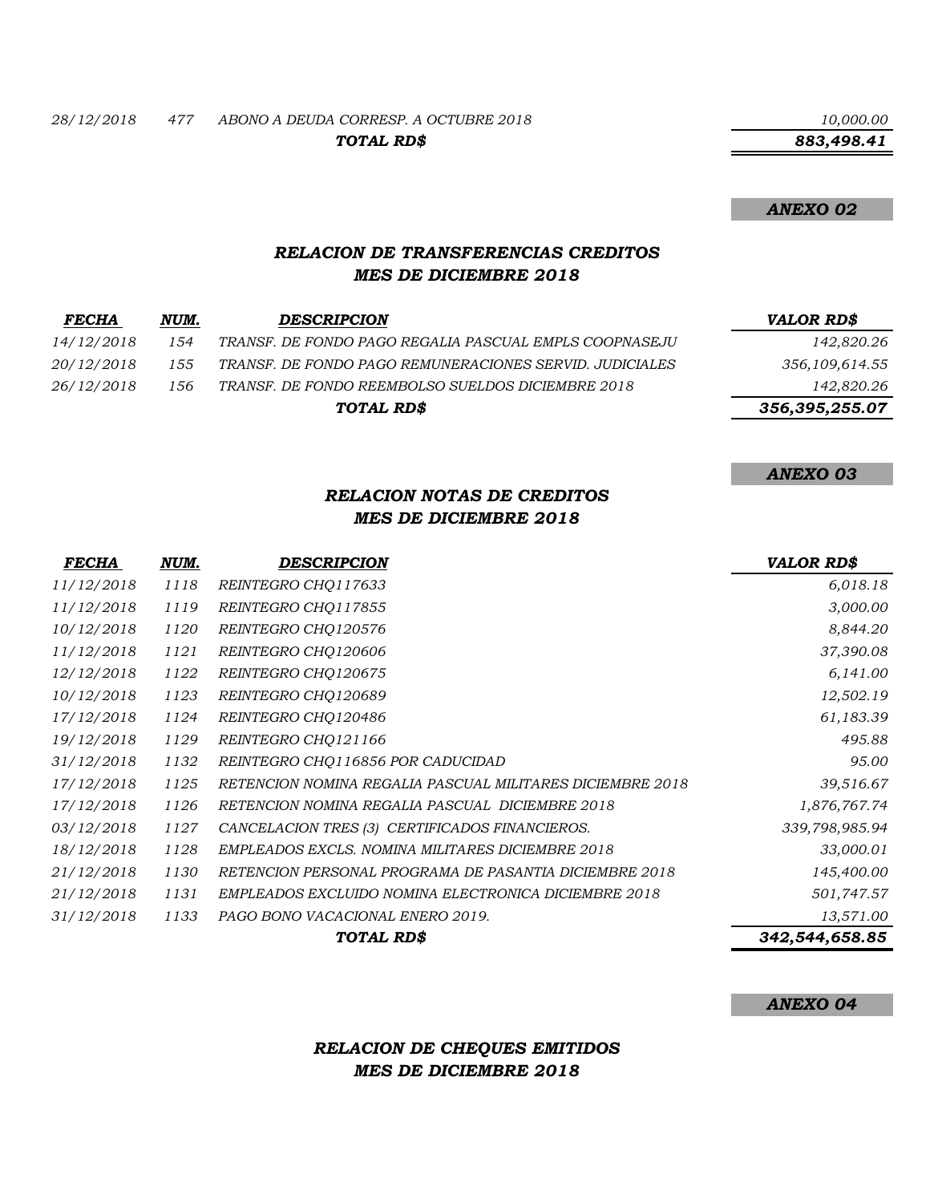| | | | |
|---|---|---|---|
| *28/12/2018* | *477* | *ABONO A DEUDA CORRESP. A OCTUBRE 2018* | *10,000.00* |
| | | ***TOTAL RD$*** | ***883,498.41*** |

***ANEXO 02***

## *RELACION DE TRANSFERENCIAS CREDITOS*
## *MES DE DICIEMBRE 2018*

| *FECHA* | *NUM.* | *DESCRIPCION* | *VALOR RD$* |
|---|---|---|---|
| *14/12/2018* | *154* | *TRANSF. DE FONDO PAGO REGALIA PASCUAL EMPLS COOPNASEJU* | *142,820.26* |
| *20/12/2018* | *155* | *TRANSF. DE FONDO PAGO REMUNERACIONES SERVID. JUDICIALES* | *356,109,614.55* |
| *26/12/2018* | *156* | *TRANSF. DE FONDO REEMBOLSO SUELDOS DICIEMBRE 2018* | *142,820.26* |
| | | ***TOTAL RD$*** | ***356,395,255.07*** |

***ANEXO 03***

## *RELACION NOTAS DE CREDITOS*
## *MES DE DICIEMBRE 2018*

| *FECHA* | *NUM.* | *DESCRIPCION* | *VALOR RD$* |
|---|---|---|---|
| *11/12/2018* | *1118* | *REINTEGRO CHQ117633* | *6,018.18* |
| *11/12/2018* | *1119* | *REINTEGRO CHQ117855* | *3,000.00* |
| *10/12/2018* | *1120* | *REINTEGRO CHQ120576* | *8,844.20* |
| *11/12/2018* | *1121* | *REINTEGRO CHQ120606* | *37,390.08* |
| *12/12/2018* | *1122* | *REINTEGRO CHQ120675* | *6,141.00* |
| *10/12/2018* | *1123* | *REINTEGRO CHQ120689* | *12,502.19* |
| *17/12/2018* | *1124* | *REINTEGRO CHQ120486* | *61,183.39* |
| *19/12/2018* | *1129* | *REINTEGRO CHQ121166* | *495.88* |
| *31/12/2018* | *1132* | *REINTEGRO CHQ116856 POR CADUCIDAD* | *95.00* |
| *17/12/2018* | *1125* | *RETENCION NOMINA REGALIA PASCUAL MILITARES DICIEMBRE 2018* | *39,516.67* |
| *17/12/2018* | *1126* | *RETENCION NOMINA REGALIA PASCUAL DICIEMBRE 2018* | *1,876,767.74* |
| *03/12/2018* | *1127* | *CANCELACION TRES (3) CERTIFICADOS FINANCIEROS.* | *339,798,985.94* |
| *18/12/2018* | *1128* | *EMPLEADOS EXCLS. NOMINA MILITARES DICIEMBRE 2018* | *33,000.01* |
| *21/12/2018* | *1130* | *RETENCION PERSONAL PROGRAMA DE PASANTIA DICIEMBRE 2018* | *145,400.00* |
| *21/12/2018* | *1131* | *EMPLEADOS EXCLUIDO NOMINA ELECTRONICA DICIEMBRE 2018* | *501,747.57* |
| *31/12/2018* | *1133* | *PAGO BONO VACACIONAL ENERO 2019.* | *13,571.00* |
| | | ***TOTAL RD$*** | ***342,544,658.85*** |

***ANEXO 04***

## *RELACION DE CHEQUES EMITIDOS*
## *MES DE DICIEMBRE 2018*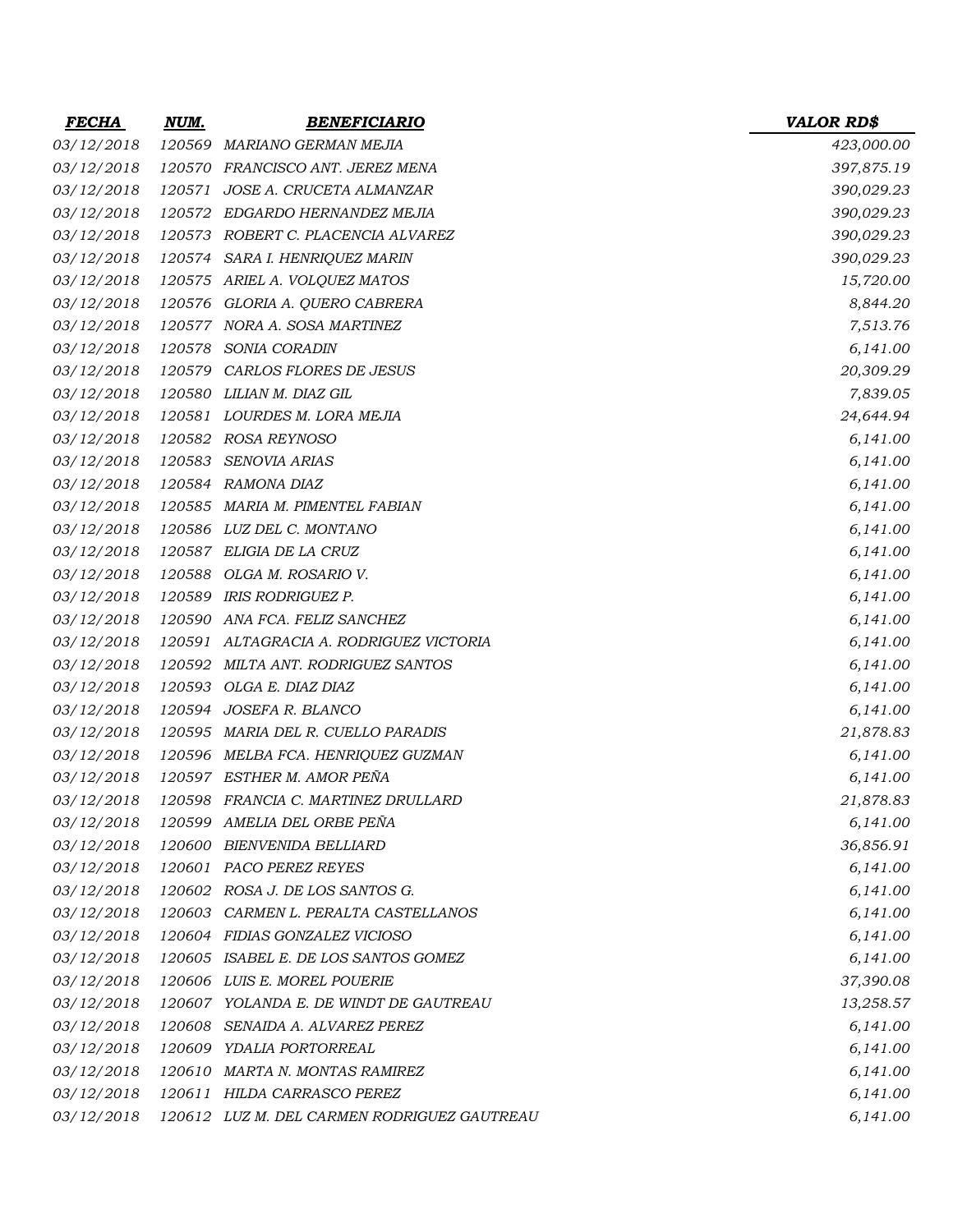| FECHA | NUM. | BENEFICIARIO | VALOR RD$ |
|---|---|---|---|
| 03/12/2018 | 120569 | MARIANO GERMAN MEJIA | 423,000.00 |
| 03/12/2018 | 120570 | FRANCISCO ANT. JEREZ MENA | 397,875.19 |
| 03/12/2018 | 120571 | JOSE A. CRUCETA ALMANZAR | 390,029.23 |
| 03/12/2018 | 120572 | EDGARDO HERNANDEZ MEJIA | 390,029.23 |
| 03/12/2018 | 120573 | ROBERT C. PLACENCIA ALVAREZ | 390,029.23 |
| 03/12/2018 | 120574 | SARA I. HENRIQUEZ MARIN | 390,029.23 |
| 03/12/2018 | 120575 | ARIEL A. VOLQUEZ MATOS | 15,720.00 |
| 03/12/2018 | 120576 | GLORIA A. QUERO CABRERA | 8,844.20 |
| 03/12/2018 | 120577 | NORA A. SOSA MARTINEZ | 7,513.76 |
| 03/12/2018 | 120578 | SONIA CORADIN | 6,141.00 |
| 03/12/2018 | 120579 | CARLOS FLORES DE JESUS | 20,309.29 |
| 03/12/2018 | 120580 | LILIAN M. DIAZ GIL | 7,839.05 |
| 03/12/2018 | 120581 | LOURDES M. LORA MEJIA | 24,644.94 |
| 03/12/2018 | 120582 | ROSA REYNOSO | 6,141.00 |
| 03/12/2018 | 120583 | SENOVIA ARIAS | 6,141.00 |
| 03/12/2018 | 120584 | RAMONA DIAZ | 6,141.00 |
| 03/12/2018 | 120585 | MARIA M. PIMENTEL FABIAN | 6,141.00 |
| 03/12/2018 | 120586 | LUZ DEL C. MONTANO | 6,141.00 |
| 03/12/2018 | 120587 | ELIGIA DE LA CRUZ | 6,141.00 |
| 03/12/2018 | 120588 | OLGA M. ROSARIO V. | 6,141.00 |
| 03/12/2018 | 120589 | IRIS RODRIGUEZ P. | 6,141.00 |
| 03/12/2018 | 120590 | ANA FCA. FELIZ SANCHEZ | 6,141.00 |
| 03/12/2018 | 120591 | ALTAGRACIA A. RODRIGUEZ VICTORIA | 6,141.00 |
| 03/12/2018 | 120592 | MILTA ANT. RODRIGUEZ SANTOS | 6,141.00 |
| 03/12/2018 | 120593 | OLGA E. DIAZ DIAZ | 6,141.00 |
| 03/12/2018 | 120594 | JOSEFA R. BLANCO | 6,141.00 |
| 03/12/2018 | 120595 | MARIA DEL R. CUELLO PARADIS | 21,878.83 |
| 03/12/2018 | 120596 | MELBA FCA. HENRIQUEZ GUZMAN | 6,141.00 |
| 03/12/2018 | 120597 | ESTHER M. AMOR PEÑA | 6,141.00 |
| 03/12/2018 | 120598 | FRANCIA C. MARTINEZ DRULLARD | 21,878.83 |
| 03/12/2018 | 120599 | AMELIA DEL ORBE PEÑA | 6,141.00 |
| 03/12/2018 | 120600 | BIENVENIDA BELLIARD | 36,856.91 |
| 03/12/2018 | 120601 | PACO PEREZ REYES | 6,141.00 |
| 03/12/2018 | 120602 | ROSA J. DE LOS SANTOS G. | 6,141.00 |
| 03/12/2018 | 120603 | CARMEN L. PERALTA CASTELLANOS | 6,141.00 |
| 03/12/2018 | 120604 | FIDIAS GONZALEZ VICIOSO | 6,141.00 |
| 03/12/2018 | 120605 | ISABEL E. DE LOS SANTOS GOMEZ | 6,141.00 |
| 03/12/2018 | 120606 | LUIS E. MOREL POUERIE | 37,390.08 |
| 03/12/2018 | 120607 | YOLANDA E. DE WINDT DE GAUTREAU | 13,258.57 |
| 03/12/2018 | 120608 | SENAIDA A. ALVAREZ PEREZ | 6,141.00 |
| 03/12/2018 | 120609 | YDALIA PORTORREAL | 6,141.00 |
| 03/12/2018 | 120610 | MARTA N. MONTAS RAMIREZ | 6,141.00 |
| 03/12/2018 | 120611 | HILDA CARRASCO PEREZ | 6,141.00 |
| 03/12/2018 | 120612 | LUZ M. DEL CARMEN RODRIGUEZ GAUTREAU | 6,141.00 |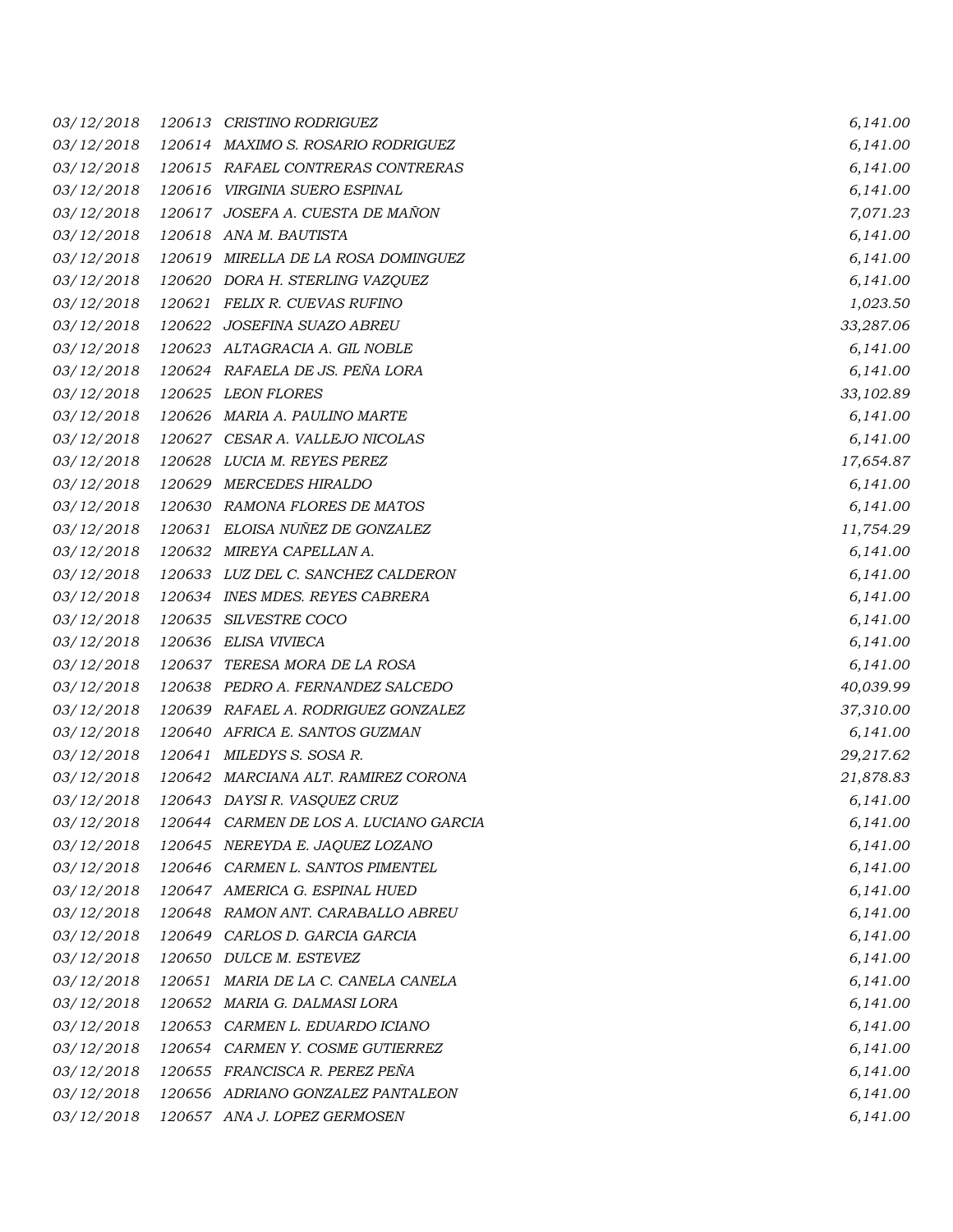| | | | |
|---|---|---|---|
| *03/12/2018* | *120613* | *CRISTINO RODRIGUEZ* | *6,141.00* |
| *03/12/2018* | *120614* | *MAXIMO S. ROSARIO RODRIGUEZ* | *6,141.00* |
| *03/12/2018* | *120615* | *RAFAEL CONTRERAS CONTRERAS* | *6,141.00* |
| *03/12/2018* | *120616* | *VIRGINIA SUERO ESPINAL* | *6,141.00* |
| *03/12/2018* | *120617* | *JOSEFA A. CUESTA DE MAÑON* | *7,071.23* |
| *03/12/2018* | *120618* | *ANA M. BAUTISTA* | *6,141.00* |
| *03/12/2018* | *120619* | *MIRELLA DE LA ROSA DOMINGUEZ* | *6,141.00* |
| *03/12/2018* | *120620* | *DORA H. STERLING VAZQUEZ* | *6,141.00* |
| *03/12/2018* | *120621* | *FELIX R. CUEVAS RUFINO* | *1,023.50* |
| *03/12/2018* | *120622* | *JOSEFINA SUAZO ABREU* | *33,287.06* |
| *03/12/2018* | *120623* | *ALTAGRACIA A. GIL NOBLE* | *6,141.00* |
| *03/12/2018* | *120624* | *RAFAELA DE JS. PEÑA LORA* | *6,141.00* |
| *03/12/2018* | *120625* | *LEON FLORES* | *33,102.89* |
| *03/12/2018* | *120626* | *MARIA A. PAULINO MARTE* | *6,141.00* |
| *03/12/2018* | *120627* | *CESAR A. VALLEJO NICOLAS* | *6,141.00* |
| *03/12/2018* | *120628* | *LUCIA M. REYES PEREZ* | *17,654.87* |
| *03/12/2018* | *120629* | *MERCEDES HIRALDO* | *6,141.00* |
| *03/12/2018* | *120630* | *RAMONA FLORES DE MATOS* | *6,141.00* |
| *03/12/2018* | *120631* | *ELOISA NUÑEZ DE GONZALEZ* | *11,754.29* |
| *03/12/2018* | *120632* | *MIREYA CAPELLAN A.* | *6,141.00* |
| *03/12/2018* | *120633* | *LUZ DEL C. SANCHEZ CALDERON* | *6,141.00* |
| *03/12/2018* | *120634* | *INES MDES. REYES CABRERA* | *6,141.00* |
| *03/12/2018* | *120635* | *SILVESTRE COCO* | *6,141.00* |
| *03/12/2018* | *120636* | *ELISA VIVIECA* | *6,141.00* |
| *03/12/2018* | *120637* | *TERESA MORA DE LA ROSA* | *6,141.00* |
| *03/12/2018* | *120638* | *PEDRO A. FERNANDEZ SALCEDO* | *40,039.99* |
| *03/12/2018* | *120639* | *RAFAEL A. RODRIGUEZ GONZALEZ* | *37,310.00* |
| *03/12/2018* | *120640* | *AFRICA E. SANTOS GUZMAN* | *6,141.00* |
| *03/12/2018* | *120641* | *MILEDYS S. SOSA R.* | *29,217.62* |
| *03/12/2018* | *120642* | *MARCIANA ALT. RAMIREZ CORONA* | *21,878.83* |
| *03/12/2018* | *120643* | *DAYSI R. VASQUEZ CRUZ* | *6,141.00* |
| *03/12/2018* | *120644* | *CARMEN DE LOS A. LUCIANO GARCIA* | *6,141.00* |
| *03/12/2018* | *120645* | *NEREYDA E. JAQUEZ LOZANO* | *6,141.00* |
| *03/12/2018* | *120646* | *CARMEN L. SANTOS PIMENTEL* | *6,141.00* |
| *03/12/2018* | *120647* | *AMERICA G. ESPINAL HUED* | *6,141.00* |
| *03/12/2018* | *120648* | *RAMON ANT. CARABALLO ABREU* | *6,141.00* |
| *03/12/2018* | *120649* | *CARLOS D. GARCIA GARCIA* | *6,141.00* |
| *03/12/2018* | *120650* | *DULCE M. ESTEVEZ* | *6,141.00* |
| *03/12/2018* | *120651* | *MARIA DE LA C. CANELA CANELA* | *6,141.00* |
| *03/12/2018* | *120652* | *MARIA G. DALMASI LORA* | *6,141.00* |
| *03/12/2018* | *120653* | *CARMEN L. EDUARDO ICIANO* | *6,141.00* |
| *03/12/2018* | *120654* | *CARMEN Y. COSME GUTIERREZ* | *6,141.00* |
| *03/12/2018* | *120655* | *FRANCISCA R. PEREZ PEÑA* | *6,141.00* |
| *03/12/2018* | *120656* | *ADRIANO GONZALEZ PANTALEON* | *6,141.00* |
| *03/12/2018* | *120657* | *ANA J. LOPEZ GERMOSEN* | *6,141.00* |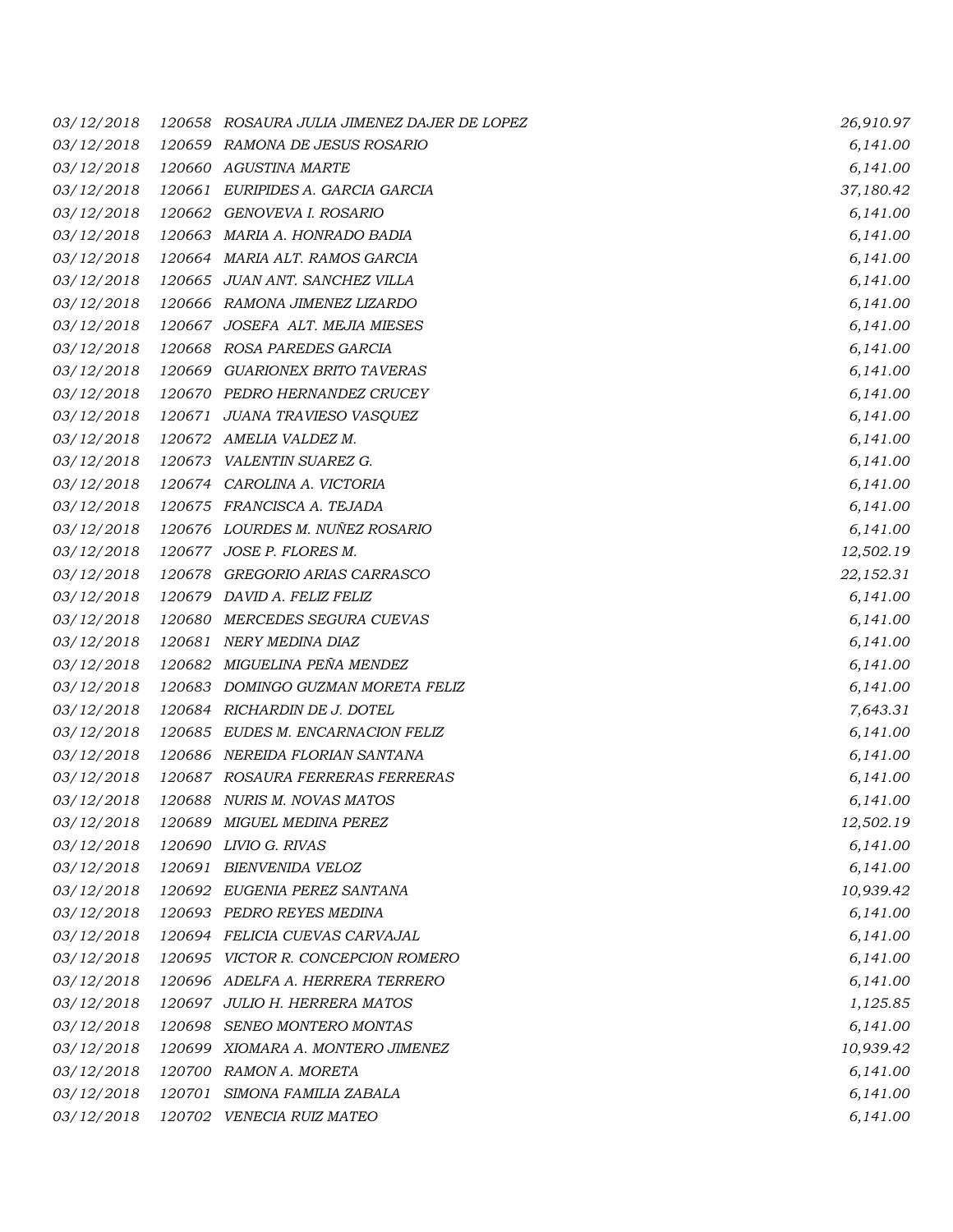| | | | |
|---|---|---|---|
| 03/12/2018 | 120658 | ROSAURA JULIA JIMENEZ DAJER DE LOPEZ | 26,910.97 |
| 03/12/2018 | 120659 | RAMONA DE JESUS ROSARIO | 6,141.00 |
| 03/12/2018 | 120660 | AGUSTINA MARTE | 6,141.00 |
| 03/12/2018 | 120661 | EURIPIDES A. GARCIA GARCIA | 37,180.42 |
| 03/12/2018 | 120662 | GENOVEVA I. ROSARIO | 6,141.00 |
| 03/12/2018 | 120663 | MARIA A. HONRADO BADIA | 6,141.00 |
| 03/12/2018 | 120664 | MARIA ALT. RAMOS GARCIA | 6,141.00 |
| 03/12/2018 | 120665 | JUAN ANT. SANCHEZ VILLA | 6,141.00 |
| 03/12/2018 | 120666 | RAMONA JIMENEZ LIZARDO | 6,141.00 |
| 03/12/2018 | 120667 | JOSEFA ALT. MEJIA MIESES | 6,141.00 |
| 03/12/2018 | 120668 | ROSA PAREDES GARCIA | 6,141.00 |
| 03/12/2018 | 120669 | GUARIONEX BRITO TAVERAS | 6,141.00 |
| 03/12/2018 | 120670 | PEDRO HERNANDEZ CRUCEY | 6,141.00 |
| 03/12/2018 | 120671 | JUANA TRAVIESO VASQUEZ | 6,141.00 |
| 03/12/2018 | 120672 | AMELIA VALDEZ M. | 6,141.00 |
| 03/12/2018 | 120673 | VALENTIN SUAREZ G. | 6,141.00 |
| 03/12/2018 | 120674 | CAROLINA A. VICTORIA | 6,141.00 |
| 03/12/2018 | 120675 | FRANCISCA A. TEJADA | 6,141.00 |
| 03/12/2018 | 120676 | LOURDES M. NUÑEZ ROSARIO | 6,141.00 |
| 03/12/2018 | 120677 | JOSE P. FLORES M. | 12,502.19 |
| 03/12/2018 | 120678 | GREGORIO ARIAS CARRASCO | 22,152.31 |
| 03/12/2018 | 120679 | DAVID A. FELIZ FELIZ | 6,141.00 |
| 03/12/2018 | 120680 | MERCEDES SEGURA CUEVAS | 6,141.00 |
| 03/12/2018 | 120681 | NERY MEDINA DIAZ | 6,141.00 |
| 03/12/2018 | 120682 | MIGUELINA PEÑA MENDEZ | 6,141.00 |
| 03/12/2018 | 120683 | DOMINGO GUZMAN MORETA FELIZ | 6,141.00 |
| 03/12/2018 | 120684 | RICHARDIN DE J. DOTEL | 7,643.31 |
| 03/12/2018 | 120685 | EUDES M. ENCARNACION FELIZ | 6,141.00 |
| 03/12/2018 | 120686 | NEREIDA FLORIAN SANTANA | 6,141.00 |
| 03/12/2018 | 120687 | ROSAURA FERRERAS FERRERAS | 6,141.00 |
| 03/12/2018 | 120688 | NURIS M. NOVAS MATOS | 6,141.00 |
| 03/12/2018 | 120689 | MIGUEL MEDINA PEREZ | 12,502.19 |
| 03/12/2018 | 120690 | LIVIO G. RIVAS | 6,141.00 |
| 03/12/2018 | 120691 | BIENVENIDA VELOZ | 6,141.00 |
| 03/12/2018 | 120692 | EUGENIA PEREZ SANTANA | 10,939.42 |
| 03/12/2018 | 120693 | PEDRO REYES MEDINA | 6,141.00 |
| 03/12/2018 | 120694 | FELICIA CUEVAS CARVAJAL | 6,141.00 |
| 03/12/2018 | 120695 | VICTOR R. CONCEPCION ROMERO | 6,141.00 |
| 03/12/2018 | 120696 | ADELFA A. HERRERA TERRERO | 6,141.00 |
| 03/12/2018 | 120697 | JULIO H. HERRERA MATOS | 1,125.85 |
| 03/12/2018 | 120698 | SENEO MONTERO MONTAS | 6,141.00 |
| 03/12/2018 | 120699 | XIOMARA A. MONTERO JIMENEZ | 10,939.42 |
| 03/12/2018 | 120700 | RAMON A. MORETA | 6,141.00 |
| 03/12/2018 | 120701 | SIMONA FAMILIA ZABALA | 6,141.00 |
| 03/12/2018 | 120702 | VENECIA RUIZ MATEO | 6,141.00 |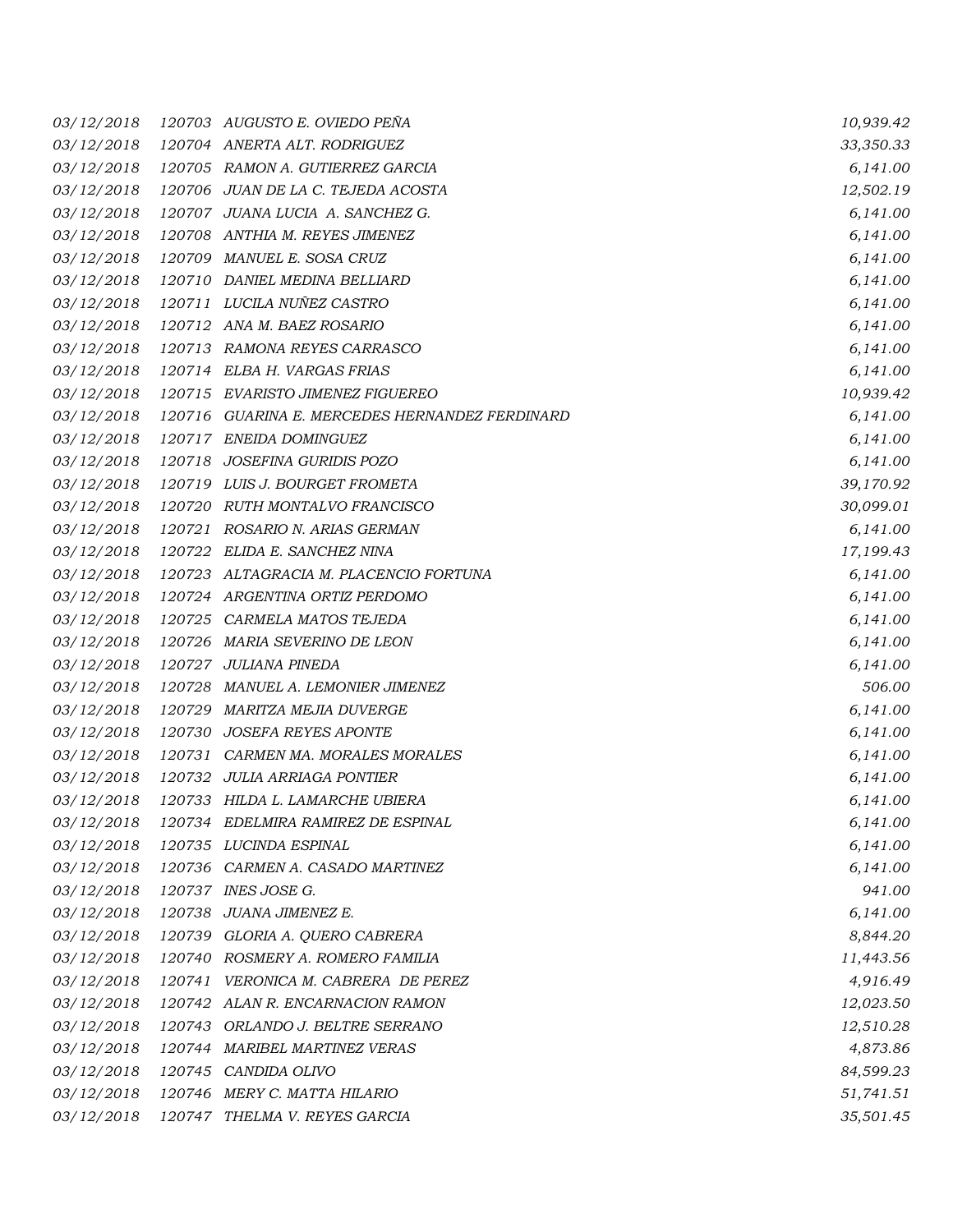| | | | |
|---|---|---|---|
| 03/12/2018 | 120703 | AUGUSTO E. OVIEDO PEÑA | 10,939.42 |
| 03/12/2018 | 120704 | ANERTA ALT. RODRIGUEZ | 33,350.33 |
| 03/12/2018 | 120705 | RAMON A. GUTIERREZ GARCIA | 6,141.00 |
| 03/12/2018 | 120706 | JUAN DE LA C. TEJEDA ACOSTA | 12,502.19 |
| 03/12/2018 | 120707 | JUANA LUCIA A. SANCHEZ G. | 6,141.00 |
| 03/12/2018 | 120708 | ANTHIA M. REYES JIMENEZ | 6,141.00 |
| 03/12/2018 | 120709 | MANUEL E. SOSA CRUZ | 6,141.00 |
| 03/12/2018 | 120710 | DANIEL MEDINA BELLIARD | 6,141.00 |
| 03/12/2018 | 120711 | LUCILA NUÑEZ CASTRO | 6,141.00 |
| 03/12/2018 | 120712 | ANA M. BAEZ ROSARIO | 6,141.00 |
| 03/12/2018 | 120713 | RAMONA REYES CARRASCO | 6,141.00 |
| 03/12/2018 | 120714 | ELBA H. VARGAS FRIAS | 6,141.00 |
| 03/12/2018 | 120715 | EVARISTO JIMENEZ FIGUEREO | 10,939.42 |
| 03/12/2018 | 120716 | GUARINA E. MERCEDES HERNANDEZ FERDINARD | 6,141.00 |
| 03/12/2018 | 120717 | ENEIDA DOMINGUEZ | 6,141.00 |
| 03/12/2018 | 120718 | JOSEFINA GURIDIS POZO | 6,141.00 |
| 03/12/2018 | 120719 | LUIS J. BOURGET FROMETA | 39,170.92 |
| 03/12/2018 | 120720 | RUTH MONTALVO FRANCISCO | 30,099.01 |
| 03/12/2018 | 120721 | ROSARIO N. ARIAS GERMAN | 6,141.00 |
| 03/12/2018 | 120722 | ELIDA E. SANCHEZ NINA | 17,199.43 |
| 03/12/2018 | 120723 | ALTAGRACIA M. PLACENCIO FORTUNA | 6,141.00 |
| 03/12/2018 | 120724 | ARGENTINA ORTIZ PERDOMO | 6,141.00 |
| 03/12/2018 | 120725 | CARMELA MATOS TEJEDA | 6,141.00 |
| 03/12/2018 | 120726 | MARIA SEVERINO DE LEON | 6,141.00 |
| 03/12/2018 | 120727 | JULIANA PINEDA | 6,141.00 |
| 03/12/2018 | 120728 | MANUEL A. LEMONIER JIMENEZ | 506.00 |
| 03/12/2018 | 120729 | MARITZA MEJIA DUVERGE | 6,141.00 |
| 03/12/2018 | 120730 | JOSEFA REYES APONTE | 6,141.00 |
| 03/12/2018 | 120731 | CARMEN MA. MORALES MORALES | 6,141.00 |
| 03/12/2018 | 120732 | JULIA ARRIAGA PONTIER | 6,141.00 |
| 03/12/2018 | 120733 | HILDA L. LAMARCHE UBIERA | 6,141.00 |
| 03/12/2018 | 120734 | EDELMIRA RAMIREZ DE ESPINAL | 6,141.00 |
| 03/12/2018 | 120735 | LUCINDA ESPINAL | 6,141.00 |
| 03/12/2018 | 120736 | CARMEN A. CASADO MARTINEZ | 6,141.00 |
| 03/12/2018 | 120737 | INES JOSE G. | 941.00 |
| 03/12/2018 | 120738 | JUANA JIMENEZ E. | 6,141.00 |
| 03/12/2018 | 120739 | GLORIA A. QUERO CABRERA | 8,844.20 |
| 03/12/2018 | 120740 | ROSMERY A. ROMERO FAMILIA | 11,443.56 |
| 03/12/2018 | 120741 | VERONICA M. CABRERA DE PEREZ | 4,916.49 |
| 03/12/2018 | 120742 | ALAN R. ENCARNACION RAMON | 12,023.50 |
| 03/12/2018 | 120743 | ORLANDO J. BELTRE SERRANO | 12,510.28 |
| 03/12/2018 | 120744 | MARIBEL MARTINEZ VERAS | 4,873.86 |
| 03/12/2018 | 120745 | CANDIDA OLIVO | 84,599.23 |
| 03/12/2018 | 120746 | MERY C. MATTA HILARIO | 51,741.51 |
| 03/12/2018 | 120747 | THELMA V. REYES GARCIA | 35,501.45 |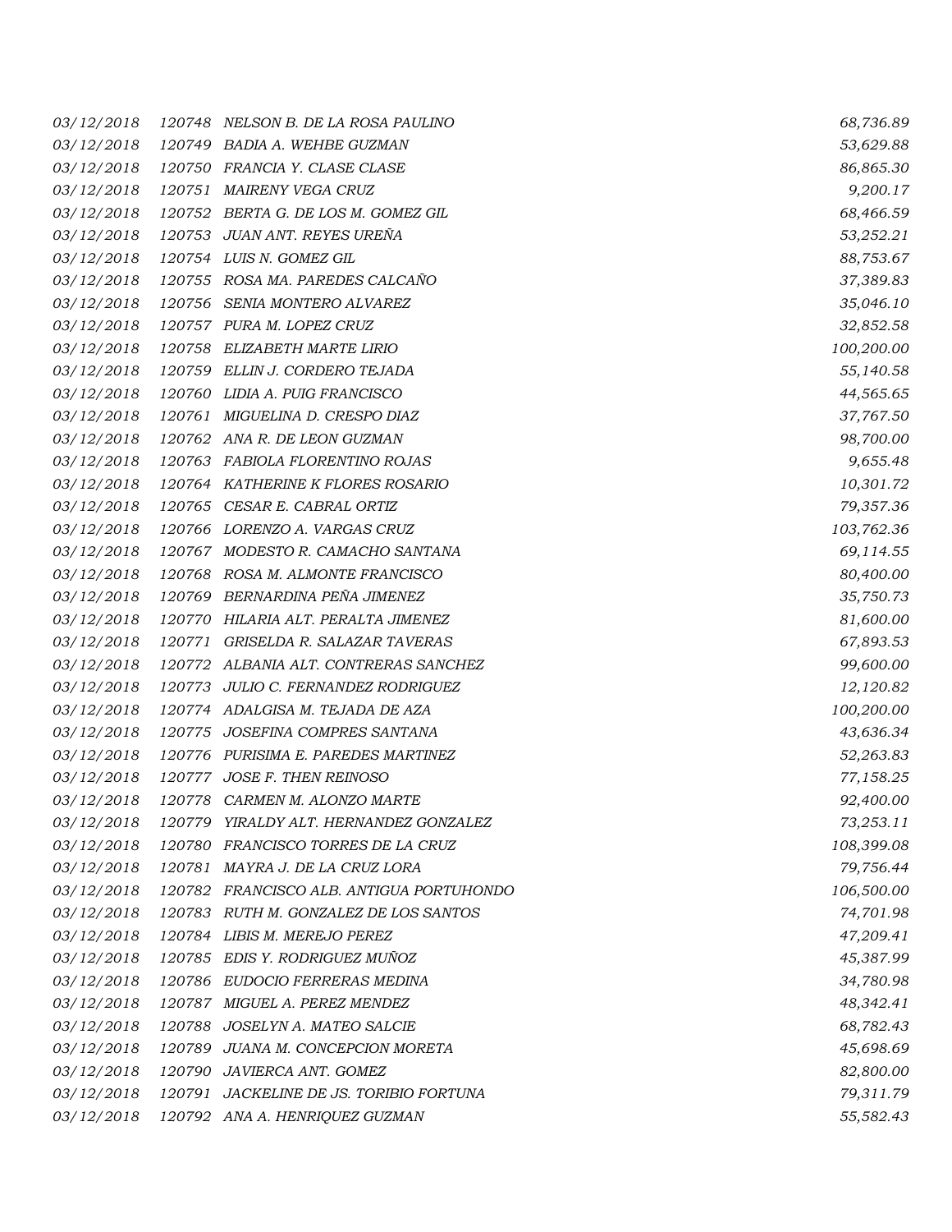| | | | |
|---|---|---|---|
| 03/12/2018 | 120748 | NELSON B. DE LA ROSA PAULINO | 68,736.89 |
| 03/12/2018 | 120749 | BADIA A. WEHBE GUZMAN | 53,629.88 |
| 03/12/2018 | 120750 | FRANCIA Y. CLASE CLASE | 86,865.30 |
| 03/12/2018 | 120751 | MAIRENY VEGA CRUZ | 9,200.17 |
| 03/12/2018 | 120752 | BERTA G. DE LOS M. GOMEZ GIL | 68,466.59 |
| 03/12/2018 | 120753 | JUAN ANT. REYES UREÑA | 53,252.21 |
| 03/12/2018 | 120754 | LUIS N. GOMEZ GIL | 88,753.67 |
| 03/12/2018 | 120755 | ROSA MA. PAREDES CALCAÑO | 37,389.83 |
| 03/12/2018 | 120756 | SENIA MONTERO ALVAREZ | 35,046.10 |
| 03/12/2018 | 120757 | PURA M. LOPEZ CRUZ | 32,852.58 |
| 03/12/2018 | 120758 | ELIZABETH MARTE LIRIO | 100,200.00 |
| 03/12/2018 | 120759 | ELLIN J. CORDERO TEJADA | 55,140.58 |
| 03/12/2018 | 120760 | LIDIA A. PUIG FRANCISCO | 44,565.65 |
| 03/12/2018 | 120761 | MIGUELINA D. CRESPO DIAZ | 37,767.50 |
| 03/12/2018 | 120762 | ANA R. DE LEON GUZMAN | 98,700.00 |
| 03/12/2018 | 120763 | FABIOLA FLORENTINO ROJAS | 9,655.48 |
| 03/12/2018 | 120764 | KATHERINE K FLORES ROSARIO | 10,301.72 |
| 03/12/2018 | 120765 | CESAR E. CABRAL ORTIZ | 79,357.36 |
| 03/12/2018 | 120766 | LORENZO A. VARGAS CRUZ | 103,762.36 |
| 03/12/2018 | 120767 | MODESTO R. CAMACHO SANTANA | 69,114.55 |
| 03/12/2018 | 120768 | ROSA M. ALMONTE FRANCISCO | 80,400.00 |
| 03/12/2018 | 120769 | BERNARDINA PEÑA JIMENEZ | 35,750.73 |
| 03/12/2018 | 120770 | HILARIA ALT. PERALTA JIMENEZ | 81,600.00 |
| 03/12/2018 | 120771 | GRISELDA R. SALAZAR TAVERAS | 67,893.53 |
| 03/12/2018 | 120772 | ALBANIA ALT. CONTRERAS SANCHEZ | 99,600.00 |
| 03/12/2018 | 120773 | JULIO C. FERNANDEZ RODRIGUEZ | 12,120.82 |
| 03/12/2018 | 120774 | ADALGISA M. TEJADA DE AZA | 100,200.00 |
| 03/12/2018 | 120775 | JOSEFINA COMPRES SANTANA | 43,636.34 |
| 03/12/2018 | 120776 | PURISIMA E. PAREDES MARTINEZ | 52,263.83 |
| 03/12/2018 | 120777 | JOSE F. THEN REINOSO | 77,158.25 |
| 03/12/2018 | 120778 | CARMEN M. ALONZO MARTE | 92,400.00 |
| 03/12/2018 | 120779 | YIRALDY ALT. HERNANDEZ GONZALEZ | 73,253.11 |
| 03/12/2018 | 120780 | FRANCISCO TORRES DE LA CRUZ | 108,399.08 |
| 03/12/2018 | 120781 | MAYRA J. DE LA CRUZ LORA | 79,756.44 |
| 03/12/2018 | 120782 | FRANCISCO ALB. ANTIGUA PORTUHONDO | 106,500.00 |
| 03/12/2018 | 120783 | RUTH M. GONZALEZ DE LOS SANTOS | 74,701.98 |
| 03/12/2018 | 120784 | LIBIS M. MEREJO PEREZ | 47,209.41 |
| 03/12/2018 | 120785 | EDIS Y. RODRIGUEZ MUÑOZ | 45,387.99 |
| 03/12/2018 | 120786 | EUDOCIO FERRERAS MEDINA | 34,780.98 |
| 03/12/2018 | 120787 | MIGUEL A. PEREZ MENDEZ | 48,342.41 |
| 03/12/2018 | 120788 | JOSELYN A. MATEO SALCIE | 68,782.43 |
| 03/12/2018 | 120789 | JUANA M. CONCEPCION MORETA | 45,698.69 |
| 03/12/2018 | 120790 | JAVIERCA ANT. GOMEZ | 82,800.00 |
| 03/12/2018 | 120791 | JACKELINE DE JS. TORIBIO FORTUNA | 79,311.79 |
| 03/12/2018 | 120792 | ANA A. HENRIQUEZ GUZMAN | 55,582.43 |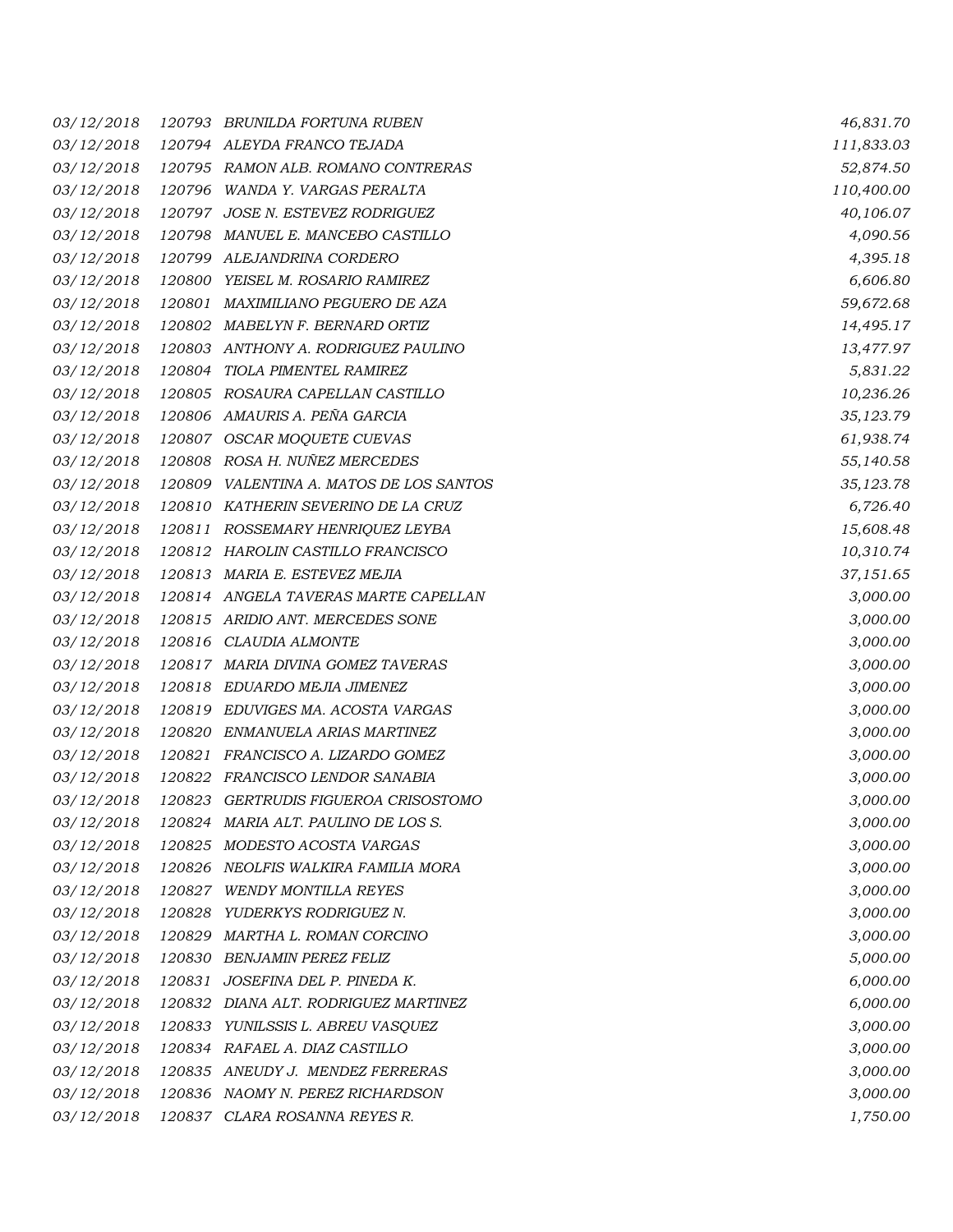| | | | |
|---|---|---|---|
| 03/12/2018 | 120793 | BRUNILDA FORTUNA RUBEN | 46,831.70 |
| 03/12/2018 | 120794 | ALEYDA FRANCO TEJADA | 111,833.03 |
| 03/12/2018 | 120795 | RAMON ALB. ROMANO CONTRERAS | 52,874.50 |
| 03/12/2018 | 120796 | WANDA Y. VARGAS PERALTA | 110,400.00 |
| 03/12/2018 | 120797 | JOSE N. ESTEVEZ RODRIGUEZ | 40,106.07 |
| 03/12/2018 | 120798 | MANUEL E. MANCEBO CASTILLO | 4,090.56 |
| 03/12/2018 | 120799 | ALEJANDRINA CORDERO | 4,395.18 |
| 03/12/2018 | 120800 | YEISEL M. ROSARIO RAMIREZ | 6,606.80 |
| 03/12/2018 | 120801 | MAXIMILIANO PEGUERO DE AZA | 59,672.68 |
| 03/12/2018 | 120802 | MABELYN F. BERNARD ORTIZ | 14,495.17 |
| 03/12/2018 | 120803 | ANTHONY A. RODRIGUEZ PAULINO | 13,477.97 |
| 03/12/2018 | 120804 | TIOLA PIMENTEL RAMIREZ | 5,831.22 |
| 03/12/2018 | 120805 | ROSAURA CAPELLAN CASTILLO | 10,236.26 |
| 03/12/2018 | 120806 | AMAURIS A. PEÑA GARCIA | 35,123.79 |
| 03/12/2018 | 120807 | OSCAR MOQUETE CUEVAS | 61,938.74 |
| 03/12/2018 | 120808 | ROSA H. NUÑEZ MERCEDES | 55,140.58 |
| 03/12/2018 | 120809 | VALENTINA A. MATOS DE LOS SANTOS | 35,123.78 |
| 03/12/2018 | 120810 | KATHERIN SEVERINO DE LA CRUZ | 6,726.40 |
| 03/12/2018 | 120811 | ROSSEMARY HENRIQUEZ LEYBA | 15,608.48 |
| 03/12/2018 | 120812 | HAROLIN CASTILLO FRANCISCO | 10,310.74 |
| 03/12/2018 | 120813 | MARIA E. ESTEVEZ MEJIA | 37,151.65 |
| 03/12/2018 | 120814 | ANGELA TAVERAS MARTE CAPELLAN | 3,000.00 |
| 03/12/2018 | 120815 | ARIDIO ANT. MERCEDES SONE | 3,000.00 |
| 03/12/2018 | 120816 | CLAUDIA ALMONTE | 3,000.00 |
| 03/12/2018 | 120817 | MARIA DIVINA GOMEZ TAVERAS | 3,000.00 |
| 03/12/2018 | 120818 | EDUARDO MEJIA JIMENEZ | 3,000.00 |
| 03/12/2018 | 120819 | EDUVIGES MA. ACOSTA VARGAS | 3,000.00 |
| 03/12/2018 | 120820 | ENMANUELA ARIAS MARTINEZ | 3,000.00 |
| 03/12/2018 | 120821 | FRANCISCO A. LIZARDO GOMEZ | 3,000.00 |
| 03/12/2018 | 120822 | FRANCISCO LENDOR SANABIA | 3,000.00 |
| 03/12/2018 | 120823 | GERTRUDIS FIGUEROA CRISOSTOMO | 3,000.00 |
| 03/12/2018 | 120824 | MARIA ALT. PAULINO DE LOS S. | 3,000.00 |
| 03/12/2018 | 120825 | MODESTO ACOSTA VARGAS | 3,000.00 |
| 03/12/2018 | 120826 | NEOLFIS WALKIRA FAMILIA MORA | 3,000.00 |
| 03/12/2018 | 120827 | WENDY MONTILLA REYES | 3,000.00 |
| 03/12/2018 | 120828 | YUDERKYS RODRIGUEZ N. | 3,000.00 |
| 03/12/2018 | 120829 | MARTHA L. ROMAN CORCINO | 3,000.00 |
| 03/12/2018 | 120830 | BENJAMIN PEREZ FELIZ | 5,000.00 |
| 03/12/2018 | 120831 | JOSEFINA DEL P. PINEDA K. | 6,000.00 |
| 03/12/2018 | 120832 | DIANA ALT. RODRIGUEZ MARTINEZ | 6,000.00 |
| 03/12/2018 | 120833 | YUNILSSIS L. ABREU VASQUEZ | 3,000.00 |
| 03/12/2018 | 120834 | RAFAEL A. DIAZ CASTILLO | 3,000.00 |
| 03/12/2018 | 120835 | ANEUDY J. MENDEZ FERRERAS | 3,000.00 |
| 03/12/2018 | 120836 | NAOMY N. PEREZ RICHARDSON | 3,000.00 |
| 03/12/2018 | 120837 | CLARA ROSANNA REYES R. | 1,750.00 |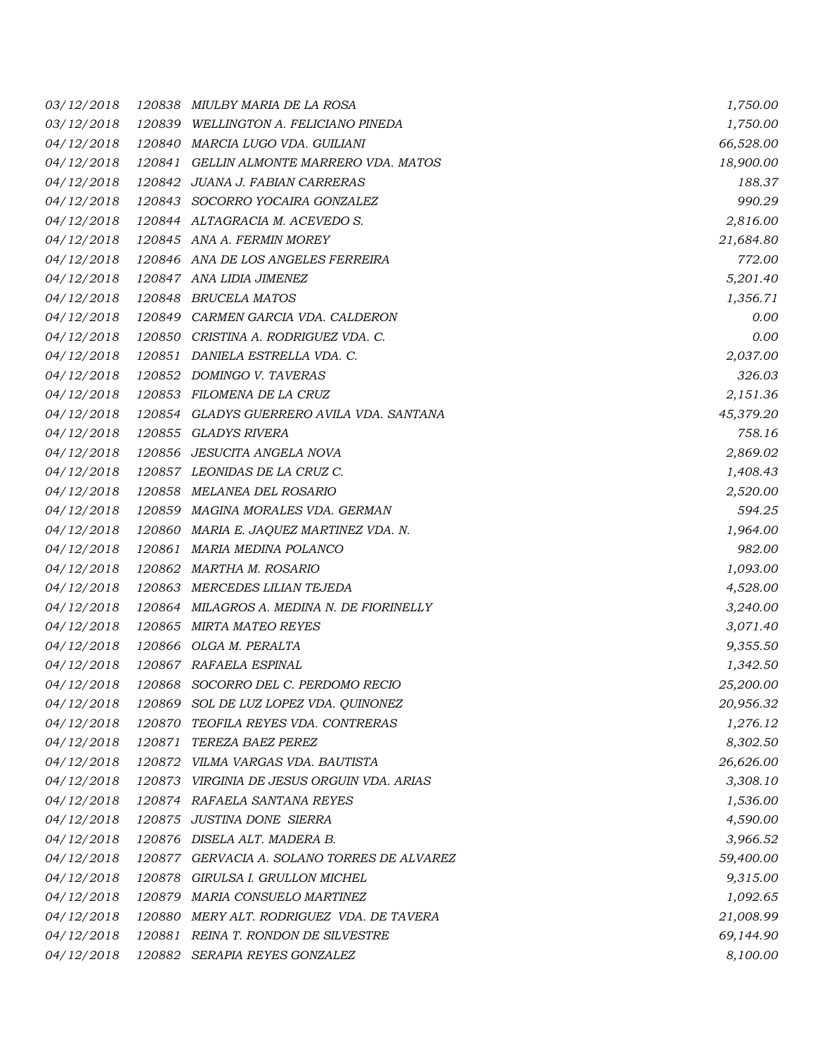| | | | |
|---|---|---|---|
| 03/12/2018 | 120838 | MIULBY MARIA DE LA ROSA | 1,750.00 |
| 03/12/2018 | 120839 | WELLINGTON A. FELICIANO PINEDA | 1,750.00 |
| 04/12/2018 | 120840 | MARCIA LUGO VDA. GUILIANI | 66,528.00 |
| 04/12/2018 | 120841 | GELLIN ALMONTE MARRERO VDA. MATOS | 18,900.00 |
| 04/12/2018 | 120842 | JUANA J. FABIAN CARRERAS | 188.37 |
| 04/12/2018 | 120843 | SOCORRO YOCAIRA GONZALEZ | 990.29 |
| 04/12/2018 | 120844 | ALTAGRACIA M. ACEVEDO S. | 2,816.00 |
| 04/12/2018 | 120845 | ANA A. FERMIN MOREY | 21,684.80 |
| 04/12/2018 | 120846 | ANA DE LOS ANGELES FERREIRA | 772.00 |
| 04/12/2018 | 120847 | ANA LIDIA JIMENEZ | 5,201.40 |
| 04/12/2018 | 120848 | BRUCELA MATOS | 1,356.71 |
| 04/12/2018 | 120849 | CARMEN GARCIA VDA. CALDERON | 0.00 |
| 04/12/2018 | 120850 | CRISTINA A. RODRIGUEZ VDA. C. | 0.00 |
| 04/12/2018 | 120851 | DANIELA ESTRELLA VDA. C. | 2,037.00 |
| 04/12/2018 | 120852 | DOMINGO V. TAVERAS | 326.03 |
| 04/12/2018 | 120853 | FILOMENA DE LA CRUZ | 2,151.36 |
| 04/12/2018 | 120854 | GLADYS GUERRERO AVILA VDA. SANTANA | 45,379.20 |
| 04/12/2018 | 120855 | GLADYS RIVERA | 758.16 |
| 04/12/2018 | 120856 | JESUCITA ANGELA NOVA | 2,869.02 |
| 04/12/2018 | 120857 | LEONIDAS DE LA CRUZ C. | 1,408.43 |
| 04/12/2018 | 120858 | MELANEA DEL ROSARIO | 2,520.00 |
| 04/12/2018 | 120859 | MAGINA MORALES VDA. GERMAN | 594.25 |
| 04/12/2018 | 120860 | MARIA E. JAQUEZ MARTINEZ VDA. N. | 1,964.00 |
| 04/12/2018 | 120861 | MARIA MEDINA POLANCO | 982.00 |
| 04/12/2018 | 120862 | MARTHA M. ROSARIO | 1,093.00 |
| 04/12/2018 | 120863 | MERCEDES LILIAN TEJEDA | 4,528.00 |
| 04/12/2018 | 120864 | MILAGROS A. MEDINA N. DE FIORINELLY | 3,240.00 |
| 04/12/2018 | 120865 | MIRTA MATEO REYES | 3,071.40 |
| 04/12/2018 | 120866 | OLGA M. PERALTA | 9,355.50 |
| 04/12/2018 | 120867 | RAFAELA ESPINAL | 1,342.50 |
| 04/12/2018 | 120868 | SOCORRO DEL C. PERDOMO RECIO | 25,200.00 |
| 04/12/2018 | 120869 | SOL DE LUZ LOPEZ VDA. QUINONEZ | 20,956.32 |
| 04/12/2018 | 120870 | TEOFILA REYES VDA. CONTRERAS | 1,276.12 |
| 04/12/2018 | 120871 | TEREZA BAEZ PEREZ | 8,302.50 |
| 04/12/2018 | 120872 | VILMA VARGAS VDA. BAUTISTA | 26,626.00 |
| 04/12/2018 | 120873 | VIRGINIA DE JESUS ORGUIN VDA. ARIAS | 3,308.10 |
| 04/12/2018 | 120874 | RAFAELA SANTANA REYES | 1,536.00 |
| 04/12/2018 | 120875 | JUSTINA DONE SIERRA | 4,590.00 |
| 04/12/2018 | 120876 | DISELA ALT. MADERA B. | 3,966.52 |
| 04/12/2018 | 120877 | GERVACIA A. SOLANO TORRES DE ALVAREZ | 59,400.00 |
| 04/12/2018 | 120878 | GIRULSA I. GRULLON MICHEL | 9,315.00 |
| 04/12/2018 | 120879 | MARIA CONSUELO MARTINEZ | 1,092.65 |
| 04/12/2018 | 120880 | MERY ALT. RODRIGUEZ VDA. DE TAVERA | 21,008.99 |
| 04/12/2018 | 120881 | REINA T. RONDON DE SILVESTRE | 69,144.90 |
| 04/12/2018 | 120882 | SERAPIA REYES GONZALEZ | 8,100.00 |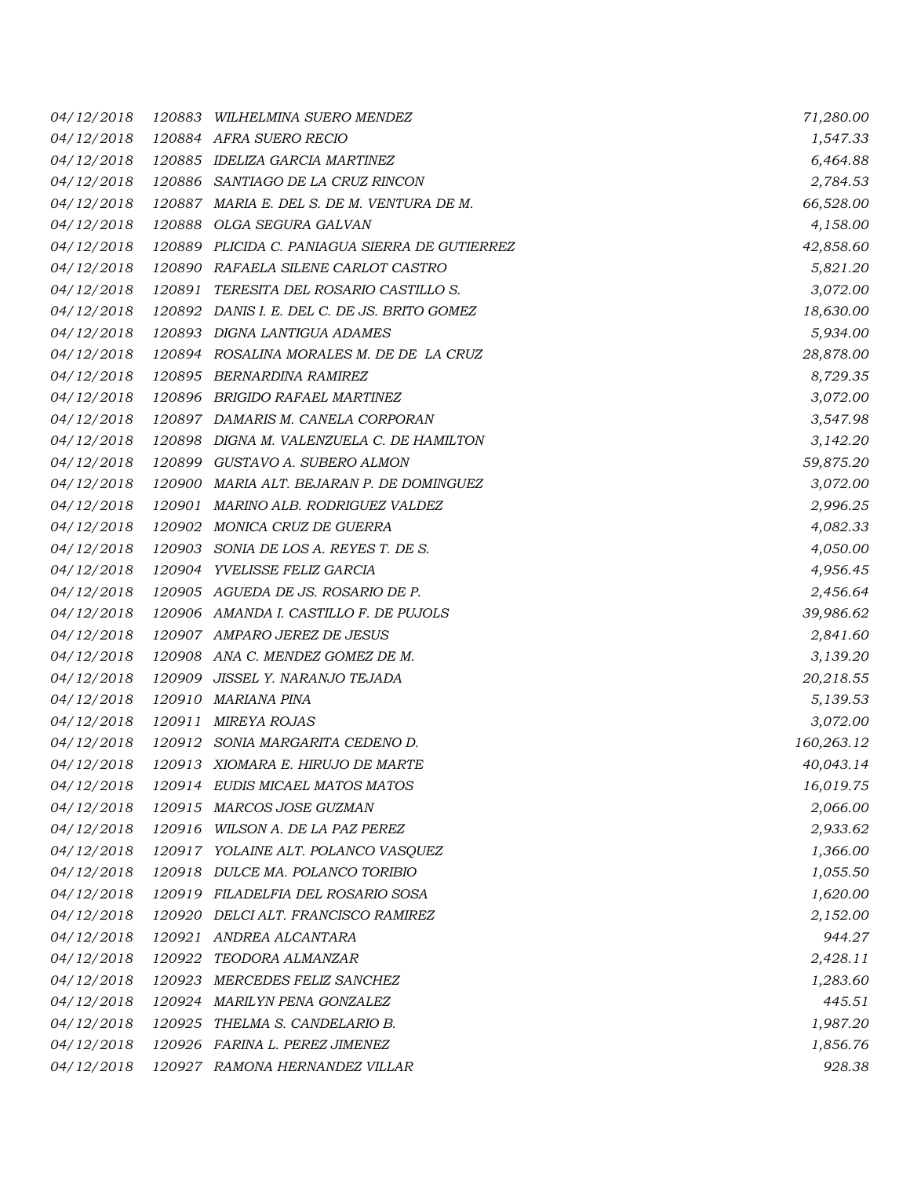| | | | |
|---|---|---|---|
| 04/12/2018 | 120883 | WILHELMINA SUERO MENDEZ | 71,280.00 |
| 04/12/2018 | 120884 | AFRA SUERO RECIO | 1,547.33 |
| 04/12/2018 | 120885 | IDELIZA GARCIA MARTINEZ | 6,464.88 |
| 04/12/2018 | 120886 | SANTIAGO DE LA CRUZ RINCON | 2,784.53 |
| 04/12/2018 | 120887 | MARIA E. DEL S. DE M. VENTURA DE M. | 66,528.00 |
| 04/12/2018 | 120888 | OLGA SEGURA GALVAN | 4,158.00 |
| 04/12/2018 | 120889 | PLICIDA C. PANIAGUA SIERRA DE GUTIERREZ | 42,858.60 |
| 04/12/2018 | 120890 | RAFAELA SILENE CARLOT CASTRO | 5,821.20 |
| 04/12/2018 | 120891 | TERESITA DEL ROSARIO CASTILLO S. | 3,072.00 |
| 04/12/2018 | 120892 | DANIS I. E. DEL C. DE JS. BRITO GOMEZ | 18,630.00 |
| 04/12/2018 | 120893 | DIGNA LANTIGUA ADAMES | 5,934.00 |
| 04/12/2018 | 120894 | ROSALINA MORALES M. DE DE LA CRUZ | 28,878.00 |
| 04/12/2018 | 120895 | BERNARDINA RAMIREZ | 8,729.35 |
| 04/12/2018 | 120896 | BRIGIDO RAFAEL MARTINEZ | 3,072.00 |
| 04/12/2018 | 120897 | DAMARIS M. CANELA CORPORAN | 3,547.98 |
| 04/12/2018 | 120898 | DIGNA M. VALENZUELA C. DE HAMILTON | 3,142.20 |
| 04/12/2018 | 120899 | GUSTAVO A. SUBERO ALMON | 59,875.20 |
| 04/12/2018 | 120900 | MARIA ALT. BEJARAN P. DE DOMINGUEZ | 3,072.00 |
| 04/12/2018 | 120901 | MARINO ALB. RODRIGUEZ VALDEZ | 2,996.25 |
| 04/12/2018 | 120902 | MONICA CRUZ DE GUERRA | 4,082.33 |
| 04/12/2018 | 120903 | SONIA DE LOS A. REYES T. DE S. | 4,050.00 |
| 04/12/2018 | 120904 | YVELISSE FELIZ GARCIA | 4,956.45 |
| 04/12/2018 | 120905 | AGUEDA DE JS. ROSARIO DE P. | 2,456.64 |
| 04/12/2018 | 120906 | AMANDA I. CASTILLO F. DE PUJOLS | 39,986.62 |
| 04/12/2018 | 120907 | AMPARO JEREZ DE JESUS | 2,841.60 |
| 04/12/2018 | 120908 | ANA C. MENDEZ GOMEZ DE M. | 3,139.20 |
| 04/12/2018 | 120909 | JISSEL Y. NARANJO TEJADA | 20,218.55 |
| 04/12/2018 | 120910 | MARIANA PINA | 5,139.53 |
| 04/12/2018 | 120911 | MIREYA ROJAS | 3,072.00 |
| 04/12/2018 | 120912 | SONIA MARGARITA CEDENO D. | 160,263.12 |
| 04/12/2018 | 120913 | XIOMARA E. HIRUJO DE MARTE | 40,043.14 |
| 04/12/2018 | 120914 | EUDIS MICAEL MATOS MATOS | 16,019.75 |
| 04/12/2018 | 120915 | MARCOS JOSE GUZMAN | 2,066.00 |
| 04/12/2018 | 120916 | WILSON A. DE LA PAZ PEREZ | 2,933.62 |
| 04/12/2018 | 120917 | YOLAINE ALT. POLANCO VASQUEZ | 1,366.00 |
| 04/12/2018 | 120918 | DULCE MA. POLANCO TORIBIO | 1,055.50 |
| 04/12/2018 | 120919 | FILADELFIA DEL ROSARIO SOSA | 1,620.00 |
| 04/12/2018 | 120920 | DELCI ALT. FRANCISCO RAMIREZ | 2,152.00 |
| 04/12/2018 | 120921 | ANDREA ALCANTARA | 944.27 |
| 04/12/2018 | 120922 | TEODORA ALMANZAR | 2,428.11 |
| 04/12/2018 | 120923 | MERCEDES FELIZ SANCHEZ | 1,283.60 |
| 04/12/2018 | 120924 | MARILYN PENA GONZALEZ | 445.51 |
| 04/12/2018 | 120925 | THELMA S. CANDELARIO B. | 1,987.20 |
| 04/12/2018 | 120926 | FARINA L. PEREZ JIMENEZ | 1,856.76 |
| 04/12/2018 | 120927 | RAMONA HERNANDEZ VILLAR | 928.38 |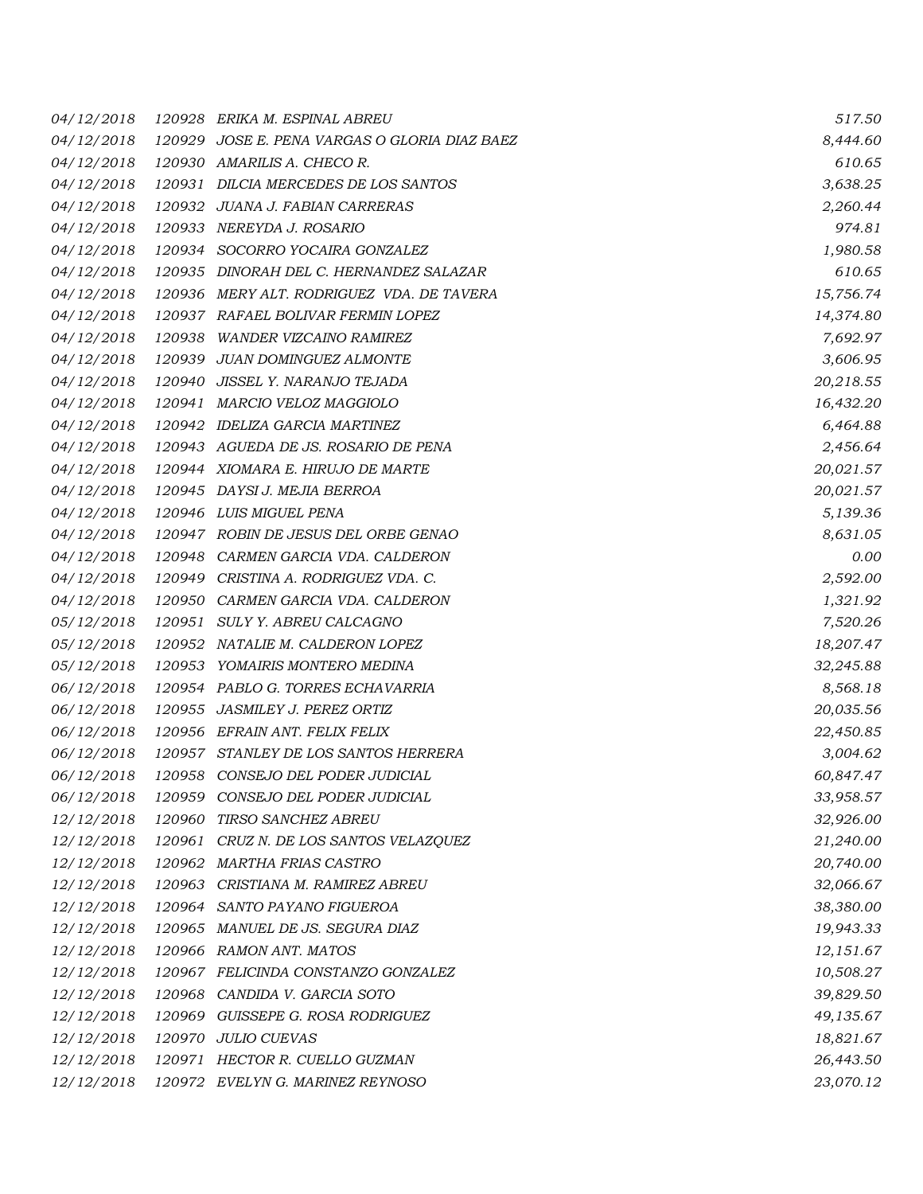| | | | |
|---|---|---|---|
| *04/12/2018* | *120928* | *ERIKA M. ESPINAL ABREU* | *517.50* |
| *04/12/2018* | *120929* | *JOSE E. PENA VARGAS O GLORIA DIAZ BAEZ* | *8,444.60* |
| *04/12/2018* | *120930* | *AMARILIS A. CHECO R.* | *610.65* |
| *04/12/2018* | *120931* | *DILCIA MERCEDES DE LOS SANTOS* | *3,638.25* |
| *04/12/2018* | *120932* | *JUANA J. FABIAN CARRERAS* | *2,260.44* |
| *04/12/2018* | *120933* | *NEREYDA J. ROSARIO* | *974.81* |
| *04/12/2018* | *120934* | *SOCORRO YOCAIRA GONZALEZ* | *1,980.58* |
| *04/12/2018* | *120935* | *DINORAH DEL C. HERNANDEZ SALAZAR* | *610.65* |
| *04/12/2018* | *120936* | *MERY ALT. RODRIGUEZ VDA. DE TAVERA* | *15,756.74* |
| *04/12/2018* | *120937* | *RAFAEL BOLIVAR FERMIN LOPEZ* | *14,374.80* |
| *04/12/2018* | *120938* | *WANDER VIZCAINO RAMIREZ* | *7,692.97* |
| *04/12/2018* | *120939* | *JUAN DOMINGUEZ ALMONTE* | *3,606.95* |
| *04/12/2018* | *120940* | *JISSEL Y. NARANJO TEJADA* | *20,218.55* |
| *04/12/2018* | *120941* | *MARCIO VELOZ MAGGIOLO* | *16,432.20* |
| *04/12/2018* | *120942* | *IDELIZA GARCIA MARTINEZ* | *6,464.88* |
| *04/12/2018* | *120943* | *AGUEDA DE JS. ROSARIO DE PENA* | *2,456.64* |
| *04/12/2018* | *120944* | *XIOMARA E. HIRUJO DE MARTE* | *20,021.57* |
| *04/12/2018* | *120945* | *DAYSI J. MEJIA BERROA* | *20,021.57* |
| *04/12/2018* | *120946* | *LUIS MIGUEL PENA* | *5,139.36* |
| *04/12/2018* | *120947* | *ROBIN DE JESUS DEL ORBE GENAO* | *8,631.05* |
| *04/12/2018* | *120948* | *CARMEN GARCIA VDA. CALDERON* | *0.00* |
| *04/12/2018* | *120949* | *CRISTINA A. RODRIGUEZ VDA. C.* | *2,592.00* |
| *04/12/2018* | *120950* | *CARMEN GARCIA VDA. CALDERON* | *1,321.92* |
| *05/12/2018* | *120951* | *SULY Y. ABREU CALCAGNO* | *7,520.26* |
| *05/12/2018* | *120952* | *NATALIE M. CALDERON LOPEZ* | *18,207.47* |
| *05/12/2018* | *120953* | *YOMAIRIS MONTERO MEDINA* | *32,245.88* |
| *06/12/2018* | *120954* | *PABLO G. TORRES ECHAVARRIA* | *8,568.18* |
| *06/12/2018* | *120955* | *JASMILEY J. PEREZ ORTIZ* | *20,035.56* |
| *06/12/2018* | *120956* | *EFRAIN ANT. FELIX FELIX* | *22,450.85* |
| *06/12/2018* | *120957* | *STANLEY DE LOS SANTOS HERRERA* | *3,004.62* |
| *06/12/2018* | *120958* | *CONSEJO DEL PODER JUDICIAL* | *60,847.47* |
| *06/12/2018* | *120959* | *CONSEJO DEL PODER JUDICIAL* | *33,958.57* |
| *12/12/2018* | *120960* | *TIRSO SANCHEZ ABREU* | *32,926.00* |
| *12/12/2018* | *120961* | *CRUZ N. DE LOS SANTOS VELAZQUEZ* | *21,240.00* |
| *12/12/2018* | *120962* | *MARTHA FRIAS CASTRO* | *20,740.00* |
| *12/12/2018* | *120963* | *CRISTIANA M. RAMIREZ ABREU* | *32,066.67* |
| *12/12/2018* | *120964* | *SANTO PAYANO FIGUEROA* | *38,380.00* |
| *12/12/2018* | *120965* | *MANUEL DE JS. SEGURA DIAZ* | *19,943.33* |
| *12/12/2018* | *120966* | *RAMON ANT. MATOS* | *12,151.67* |
| *12/12/2018* | *120967* | *FELICINDA CONSTANZO GONZALEZ* | *10,508.27* |
| *12/12/2018* | *120968* | *CANDIDA V. GARCIA SOTO* | *39,829.50* |
| *12/12/2018* | *120969* | *GUISSEPE G. ROSA RODRIGUEZ* | *49,135.67* |
| *12/12/2018* | *120970* | *JULIO CUEVAS* | *18,821.67* |
| *12/12/2018* | *120971* | *HECTOR R. CUELLO GUZMAN* | *26,443.50* |
| *12/12/2018* | *120972* | *EVELYN G. MARINEZ REYNOSO* | *23,070.12* |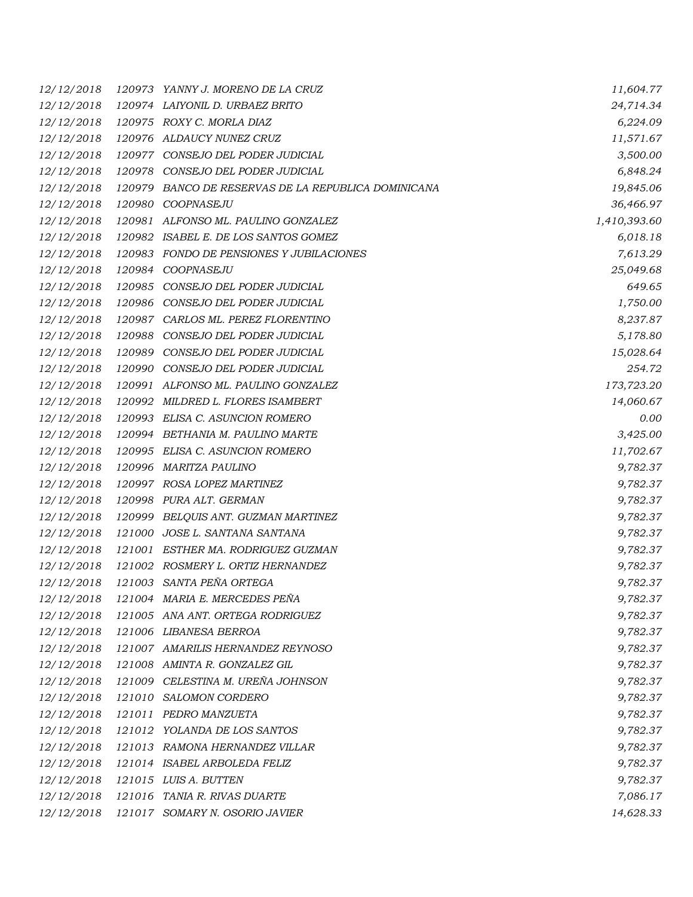| | | | |
|---|---|---|---|
| *12/12/2018* | *120973* | *YANNY J. MORENO DE LA CRUZ* | *11,604.77* |
| *12/12/2018* | *120974* | *LAIYONIL D. URBAEZ BRITO* | *24,714.34* |
| *12/12/2018* | *120975* | *ROXY C. MORLA DIAZ* | *6,224.09* |
| *12/12/2018* | *120976* | *ALDAUCY NUNEZ CRUZ* | *11,571.67* |
| *12/12/2018* | *120977* | *CONSEJO DEL PODER JUDICIAL* | *3,500.00* |
| *12/12/2018* | *120978* | *CONSEJO DEL PODER JUDICIAL* | *6,848.24* |
| *12/12/2018* | *120979* | *BANCO DE RESERVAS DE LA REPUBLICA DOMINICANA* | *19,845.06* |
| *12/12/2018* | *120980* | *COOPNASEJU* | *36,466.97* |
| *12/12/2018* | *120981* | *ALFONSO ML. PAULINO GONZALEZ* | *1,410,393.60* |
| *12/12/2018* | *120982* | *ISABEL E. DE LOS SANTOS GOMEZ* | *6,018.18* |
| *12/12/2018* | *120983* | *FONDO DE PENSIONES Y JUBILACIONES* | *7,613.29* |
| *12/12/2018* | *120984* | *COOPNASEJU* | *25,049.68* |
| *12/12/2018* | *120985* | *CONSEJO DEL PODER JUDICIAL* | *649.65* |
| *12/12/2018* | *120986* | *CONSEJO DEL PODER JUDICIAL* | *1,750.00* |
| *12/12/2018* | *120987* | *CARLOS ML. PEREZ FLORENTINO* | *8,237.87* |
| *12/12/2018* | *120988* | *CONSEJO DEL PODER JUDICIAL* | *5,178.80* |
| *12/12/2018* | *120989* | *CONSEJO DEL PODER JUDICIAL* | *15,028.64* |
| *12/12/2018* | *120990* | *CONSEJO DEL PODER JUDICIAL* | *254.72* |
| *12/12/2018* | *120991* | *ALFONSO ML. PAULINO GONZALEZ* | *173,723.20* |
| *12/12/2018* | *120992* | *MILDRED L. FLORES ISAMBERT* | *14,060.67* |
| *12/12/2018* | *120993* | *ELISA C. ASUNCION ROMERO* | *0.00* |
| *12/12/2018* | *120994* | *BETHANIA M. PAULINO MARTE* | *3,425.00* |
| *12/12/2018* | *120995* | *ELISA C. ASUNCION ROMERO* | *11,702.67* |
| *12/12/2018* | *120996* | *MARITZA PAULINO* | *9,782.37* |
| *12/12/2018* | *120997* | *ROSA LOPEZ MARTINEZ* | *9,782.37* |
| *12/12/2018* | *120998* | *PURA ALT. GERMAN* | *9,782.37* |
| *12/12/2018* | *120999* | *BELQUIS ANT. GUZMAN MARTINEZ* | *9,782.37* |
| *12/12/2018* | *121000* | *JOSE L. SANTANA SANTANA* | *9,782.37* |
| *12/12/2018* | *121001* | *ESTHER MA. RODRIGUEZ GUZMAN* | *9,782.37* |
| *12/12/2018* | *121002* | *ROSMERY L. ORTIZ HERNANDEZ* | *9,782.37* |
| *12/12/2018* | *121003* | *SANTA PEÑA ORTEGA* | *9,782.37* |
| *12/12/2018* | *121004* | *MARIA E. MERCEDES PEÑA* | *9,782.37* |
| *12/12/2018* | *121005* | *ANA ANT. ORTEGA RODRIGUEZ* | *9,782.37* |
| *12/12/2018* | *121006* | *LIBANESA BERROA* | *9,782.37* |
| *12/12/2018* | *121007* | *AMARILIS HERNANDEZ REYNOSO* | *9,782.37* |
| *12/12/2018* | *121008* | *AMINTA R. GONZALEZ GIL* | *9,782.37* |
| *12/12/2018* | *121009* | *CELESTINA M. UREÑA JOHNSON* | *9,782.37* |
| *12/12/2018* | *121010* | *SALOMON CORDERO* | *9,782.37* |
| *12/12/2018* | *121011* | *PEDRO MANZUETA* | *9,782.37* |
| *12/12/2018* | *121012* | *YOLANDA DE LOS SANTOS* | *9,782.37* |
| *12/12/2018* | *121013* | *RAMONA HERNANDEZ VILLAR* | *9,782.37* |
| *12/12/2018* | *121014* | *ISABEL ARBOLEDA FELIZ* | *9,782.37* |
| *12/12/2018* | *121015* | *LUIS A. BUTTEN* | *9,782.37* |
| *12/12/2018* | *121016* | *TANIA R. RIVAS DUARTE* | *7,086.17* |
| *12/12/2018* | *121017* | *SOMARY N. OSORIO JAVIER* | *14,628.33* |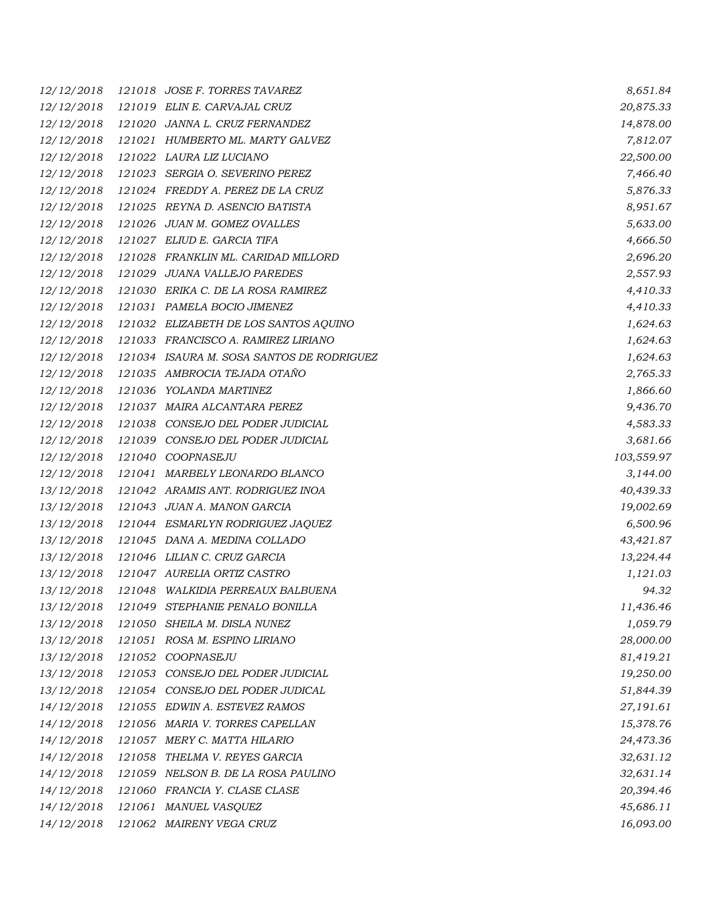| | | | |
|---|---|---|---|
| 12/12/2018 | 121018 | JOSE F. TORRES TAVAREZ | 8,651.84 |
| 12/12/2018 | 121019 | ELIN E. CARVAJAL CRUZ | 20,875.33 |
| 12/12/2018 | 121020 | JANNA L. CRUZ FERNANDEZ | 14,878.00 |
| 12/12/2018 | 121021 | HUMBERTO ML. MARTY GALVEZ | 7,812.07 |
| 12/12/2018 | 121022 | LAURA LIZ LUCIANO | 22,500.00 |
| 12/12/2018 | 121023 | SERGIA O. SEVERINO PEREZ | 7,466.40 |
| 12/12/2018 | 121024 | FREDDY A. PEREZ DE LA CRUZ | 5,876.33 |
| 12/12/2018 | 121025 | REYNA D. ASENCIO BATISTA | 8,951.67 |
| 12/12/2018 | 121026 | JUAN M. GOMEZ OVALLES | 5,633.00 |
| 12/12/2018 | 121027 | ELIUD E. GARCIA TIFA | 4,666.50 |
| 12/12/2018 | 121028 | FRANKLIN ML. CARIDAD MILLORD | 2,696.20 |
| 12/12/2018 | 121029 | JUANA VALLEJO PAREDES | 2,557.93 |
| 12/12/2018 | 121030 | ERIKA C. DE LA ROSA RAMIREZ | 4,410.33 |
| 12/12/2018 | 121031 | PAMELA BOCIO JIMENEZ | 4,410.33 |
| 12/12/2018 | 121032 | ELIZABETH DE LOS SANTOS AQUINO | 1,624.63 |
| 12/12/2018 | 121033 | FRANCISCO A. RAMIREZ LIRIANO | 1,624.63 |
| 12/12/2018 | 121034 | ISAURA M. SOSA SANTOS DE RODRIGUEZ | 1,624.63 |
| 12/12/2018 | 121035 | AMBROCIA TEJADA OTAÑO | 2,765.33 |
| 12/12/2018 | 121036 | YOLANDA MARTINEZ | 1,866.60 |
| 12/12/2018 | 121037 | MAIRA ALCANTARA PEREZ | 9,436.70 |
| 12/12/2018 | 121038 | CONSEJO DEL PODER JUDICIAL | 4,583.33 |
| 12/12/2018 | 121039 | CONSEJO DEL PODER JUDICIAL | 3,681.66 |
| 12/12/2018 | 121040 | COOPNASEJU | 103,559.97 |
| 12/12/2018 | 121041 | MARBELY LEONARDO BLANCO | 3,144.00 |
| 13/12/2018 | 121042 | ARAMIS ANT. RODRIGUEZ INOA | 40,439.33 |
| 13/12/2018 | 121043 | JUAN A. MANON GARCIA | 19,002.69 |
| 13/12/2018 | 121044 | ESMARLYN RODRIGUEZ JAQUEZ | 6,500.96 |
| 13/12/2018 | 121045 | DANA A. MEDINA COLLADO | 43,421.87 |
| 13/12/2018 | 121046 | LILIAN C. CRUZ GARCIA | 13,224.44 |
| 13/12/2018 | 121047 | AURELIA ORTIZ CASTRO | 1,121.03 |
| 13/12/2018 | 121048 | WALKIDIA PERREAUX BALBUENA | 94.32 |
| 13/12/2018 | 121049 | STEPHANIE PENALO BONILLA | 11,436.46 |
| 13/12/2018 | 121050 | SHEILA M. DISLA NUNEZ | 1,059.79 |
| 13/12/2018 | 121051 | ROSA M. ESPINO LIRIANO | 28,000.00 |
| 13/12/2018 | 121052 | COOPNASEJU | 81,419.21 |
| 13/12/2018 | 121053 | CONSEJO DEL PODER JUDICIAL | 19,250.00 |
| 13/12/2018 | 121054 | CONSEJO DEL PODER JUDICAL | 51,844.39 |
| 14/12/2018 | 121055 | EDWIN A. ESTEVEZ RAMOS | 27,191.61 |
| 14/12/2018 | 121056 | MARIA V. TORRES CAPELLAN | 15,378.76 |
| 14/12/2018 | 121057 | MERY C. MATTA HILARIO | 24,473.36 |
| 14/12/2018 | 121058 | THELMA V. REYES GARCIA | 32,631.12 |
| 14/12/2018 | 121059 | NELSON B. DE LA ROSA PAULINO | 32,631.14 |
| 14/12/2018 | 121060 | FRANCIA Y. CLASE CLASE | 20,394.46 |
| 14/12/2018 | 121061 | MANUEL VASQUEZ | 45,686.11 |
| 14/12/2018 | 121062 | MAIRENY VEGA CRUZ | 16,093.00 |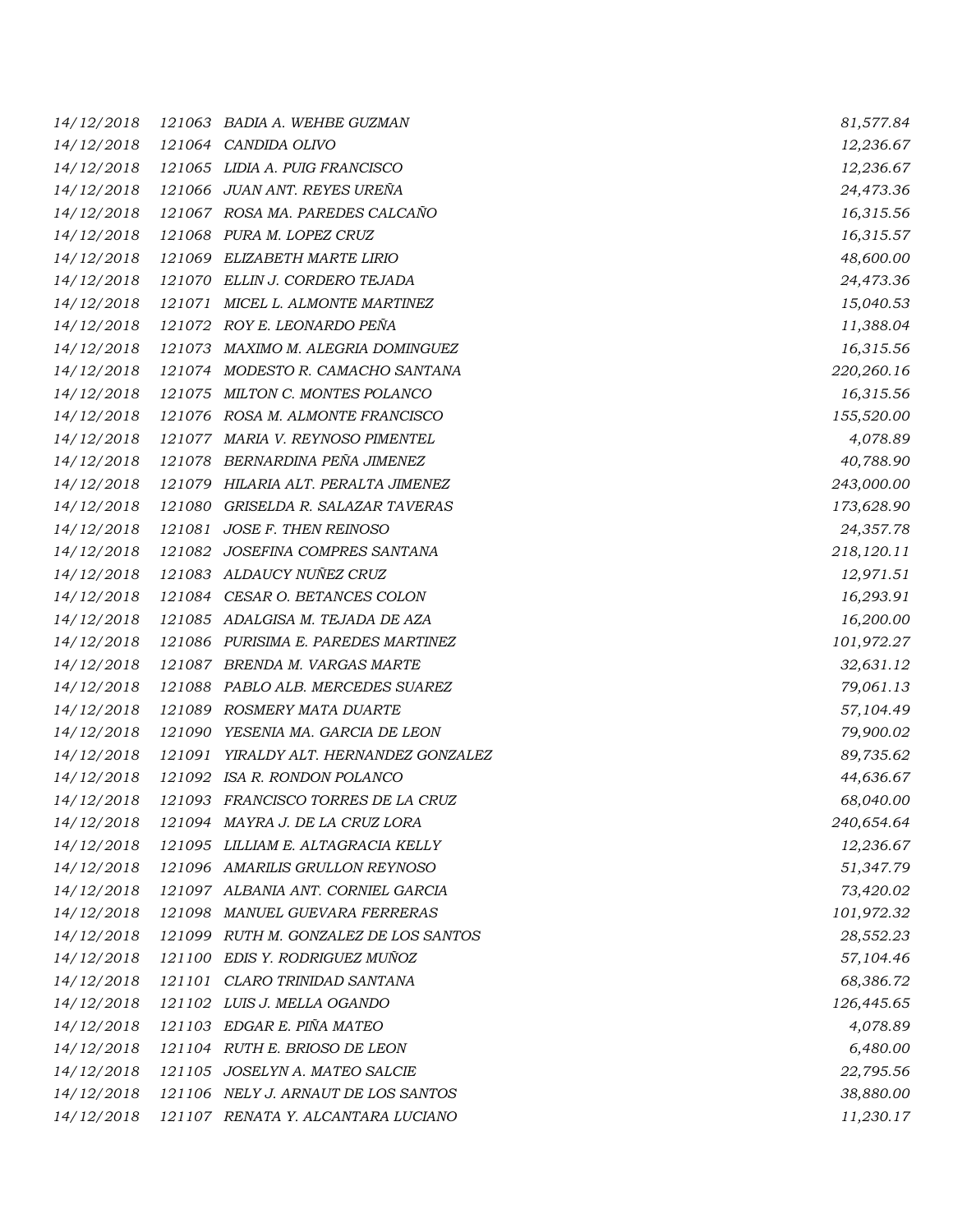| | | | |
|---|---|---|---|
| 14/12/2018 | 121063 | BADIA A. WEHBE GUZMAN | 81,577.84 |
| 14/12/2018 | 121064 | CANDIDA OLIVO | 12,236.67 |
| 14/12/2018 | 121065 | LIDIA A. PUIG FRANCISCO | 12,236.67 |
| 14/12/2018 | 121066 | JUAN ANT. REYES UREÑA | 24,473.36 |
| 14/12/2018 | 121067 | ROSA MA. PAREDES CALCAÑO | 16,315.56 |
| 14/12/2018 | 121068 | PURA M. LOPEZ CRUZ | 16,315.57 |
| 14/12/2018 | 121069 | ELIZABETH MARTE LIRIO | 48,600.00 |
| 14/12/2018 | 121070 | ELLIN J. CORDERO TEJADA | 24,473.36 |
| 14/12/2018 | 121071 | MICEL L. ALMONTE MARTINEZ | 15,040.53 |
| 14/12/2018 | 121072 | ROY E. LEONARDO PEÑA | 11,388.04 |
| 14/12/2018 | 121073 | MAXIMO M. ALEGRIA DOMINGUEZ | 16,315.56 |
| 14/12/2018 | 121074 | MODESTO R. CAMACHO SANTANA | 220,260.16 |
| 14/12/2018 | 121075 | MILTON C. MONTES POLANCO | 16,315.56 |
| 14/12/2018 | 121076 | ROSA M. ALMONTE FRANCISCO | 155,520.00 |
| 14/12/2018 | 121077 | MARIA V. REYNOSO PIMENTEL | 4,078.89 |
| 14/12/2018 | 121078 | BERNARDINA PEÑA JIMENEZ | 40,788.90 |
| 14/12/2018 | 121079 | HILARIA ALT. PERALTA JIMENEZ | 243,000.00 |
| 14/12/2018 | 121080 | GRISELDA R. SALAZAR TAVERAS | 173,628.90 |
| 14/12/2018 | 121081 | JOSE F. THEN REINOSO | 24,357.78 |
| 14/12/2018 | 121082 | JOSEFINA COMPRES SANTANA | 218,120.11 |
| 14/12/2018 | 121083 | ALDAUCY NUÑEZ CRUZ | 12,971.51 |
| 14/12/2018 | 121084 | CESAR O. BETANCES COLON | 16,293.91 |
| 14/12/2018 | 121085 | ADALGISA M. TEJADA DE AZA | 16,200.00 |
| 14/12/2018 | 121086 | PURISIMA E. PAREDES MARTINEZ | 101,972.27 |
| 14/12/2018 | 121087 | BRENDA M. VARGAS MARTE | 32,631.12 |
| 14/12/2018 | 121088 | PABLO ALB. MERCEDES SUAREZ | 79,061.13 |
| 14/12/2018 | 121089 | ROSMERY MATA DUARTE | 57,104.49 |
| 14/12/2018 | 121090 | YESENIA MA. GARCIA DE LEON | 79,900.02 |
| 14/12/2018 | 121091 | YIRALDY ALT. HERNANDEZ GONZALEZ | 89,735.62 |
| 14/12/2018 | 121092 | ISA R. RONDON POLANCO | 44,636.67 |
| 14/12/2018 | 121093 | FRANCISCO TORRES DE LA CRUZ | 68,040.00 |
| 14/12/2018 | 121094 | MAYRA J. DE LA CRUZ LORA | 240,654.64 |
| 14/12/2018 | 121095 | LILLIAM E. ALTAGRACIA KELLY | 12,236.67 |
| 14/12/2018 | 121096 | AMARILIS GRULLON REYNOSO | 51,347.79 |
| 14/12/2018 | 121097 | ALBANIA ANT. CORNIEL GARCIA | 73,420.02 |
| 14/12/2018 | 121098 | MANUEL GUEVARA FERRERAS | 101,972.32 |
| 14/12/2018 | 121099 | RUTH M. GONZALEZ DE LOS SANTOS | 28,552.23 |
| 14/12/2018 | 121100 | EDIS Y. RODRIGUEZ MUÑOZ | 57,104.46 |
| 14/12/2018 | 121101 | CLARO TRINIDAD SANTANA | 68,386.72 |
| 14/12/2018 | 121102 | LUIS J. MELLA OGANDO | 126,445.65 |
| 14/12/2018 | 121103 | EDGAR E. PIÑA MATEO | 4,078.89 |
| 14/12/2018 | 121104 | RUTH E. BRIOSO DE LEON | 6,480.00 |
| 14/12/2018 | 121105 | JOSELYN A. MATEO SALCIE | 22,795.56 |
| 14/12/2018 | 121106 | NELY J. ARNAUT DE LOS SANTOS | 38,880.00 |
| 14/12/2018 | 121107 | RENATA Y. ALCANTARA LUCIANO | 11,230.17 |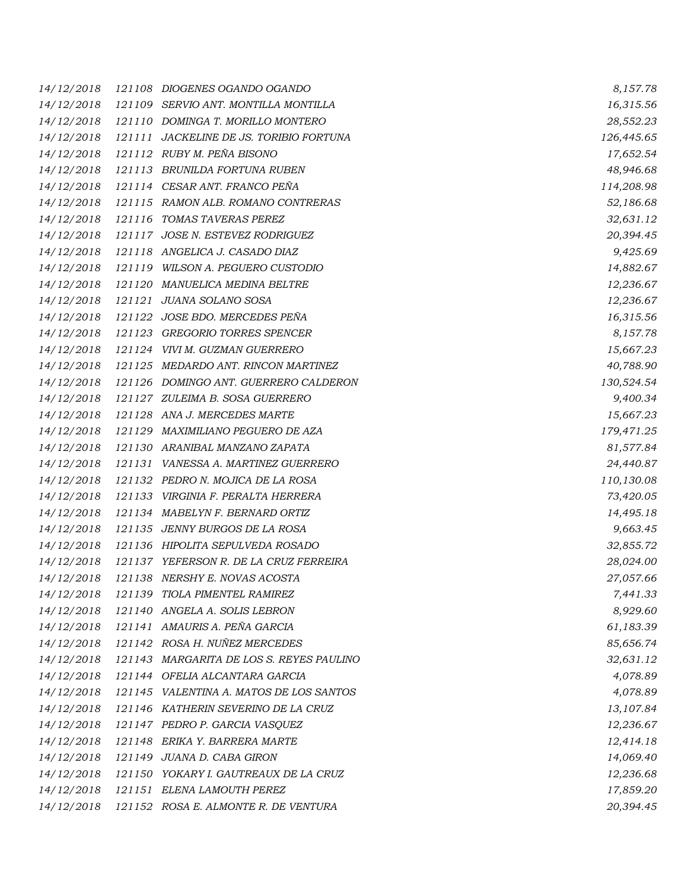| | | | |
|---|---|---|---|
| *14/12/2018* | *121108* | *DIOGENES OGANDO OGANDO* | *8,157.78* |
| *14/12/2018* | *121109* | *SERVIO ANT. MONTILLA MONTILLA* | *16,315.56* |
| *14/12/2018* | *121110* | *DOMINGA T. MORILLO MONTERO* | *28,552.23* |
| *14/12/2018* | *121111* | *JACKELINE DE JS. TORIBIO FORTUNA* | *126,445.65* |
| *14/12/2018* | *121112* | *RUBY M. PEÑA BISONO* | *17,652.54* |
| *14/12/2018* | *121113* | *BRUNILDA FORTUNA RUBEN* | *48,946.68* |
| *14/12/2018* | *121114* | *CESAR ANT. FRANCO PEÑA* | *114,208.98* |
| *14/12/2018* | *121115* | *RAMON ALB. ROMANO CONTRERAS* | *52,186.68* |
| *14/12/2018* | *121116* | *TOMAS TAVERAS PEREZ* | *32,631.12* |
| *14/12/2018* | *121117* | *JOSE N. ESTEVEZ RODRIGUEZ* | *20,394.45* |
| *14/12/2018* | *121118* | *ANGELICA J. CASADO DIAZ* | *9,425.69* |
| *14/12/2018* | *121119* | *WILSON A. PEGUERO CUSTODIO* | *14,882.67* |
| *14/12/2018* | *121120* | *MANUELICA MEDINA BELTRE* | *12,236.67* |
| *14/12/2018* | *121121* | *JUANA SOLANO SOSA* | *12,236.67* |
| *14/12/2018* | *121122* | *JOSE BDO. MERCEDES PEÑA* | *16,315.56* |
| *14/12/2018* | *121123* | *GREGORIO TORRES SPENCER* | *8,157.78* |
| *14/12/2018* | *121124* | *VIVI M. GUZMAN GUERRERO* | *15,667.23* |
| *14/12/2018* | *121125* | *MEDARDO ANT. RINCON MARTINEZ* | *40,788.90* |
| *14/12/2018* | *121126* | *DOMINGO ANT. GUERRERO CALDERON* | *130,524.54* |
| *14/12/2018* | *121127* | *ZULEIMA B. SOSA GUERRERO* | *9,400.34* |
| *14/12/2018* | *121128* | *ANA J. MERCEDES MARTE* | *15,667.23* |
| *14/12/2018* | *121129* | *MAXIMILIANO PEGUERO DE AZA* | *179,471.25* |
| *14/12/2018* | *121130* | *ARANIBAL MANZANO ZAPATA* | *81,577.84* |
| *14/12/2018* | *121131* | *VANESSA A. MARTINEZ GUERRERO* | *24,440.87* |
| *14/12/2018* | *121132* | *PEDRO N. MOJICA DE LA ROSA* | *110,130.08* |
| *14/12/2018* | *121133* | *VIRGINIA F. PERALTA HERRERA* | *73,420.05* |
| *14/12/2018* | *121134* | *MABELYN F. BERNARD ORTIZ* | *14,495.18* |
| *14/12/2018* | *121135* | *JENNY BURGOS DE LA ROSA* | *9,663.45* |
| *14/12/2018* | *121136* | *HIPOLITA SEPULVEDA ROSADO* | *32,855.72* |
| *14/12/2018* | *121137* | *YEFERSON R. DE LA CRUZ FERREIRA* | *28,024.00* |
| *14/12/2018* | *121138* | *NERSHY E. NOVAS ACOSTA* | *27,057.66* |
| *14/12/2018* | *121139* | *TIOLA PIMENTEL RAMIREZ* | *7,441.33* |
| *14/12/2018* | *121140* | *ANGELA A. SOLIS LEBRON* | *8,929.60* |
| *14/12/2018* | *121141* | *AMAURIS A. PEÑA GARCIA* | *61,183.39* |
| *14/12/2018* | *121142* | *ROSA H. NUÑEZ MERCEDES* | *85,656.74* |
| *14/12/2018* | *121143* | *MARGARITA DE LOS S. REYES PAULINO* | *32,631.12* |
| *14/12/2018* | *121144* | *OFELIA ALCANTARA GARCIA* | *4,078.89* |
| *14/12/2018* | *121145* | *VALENTINA A. MATOS DE LOS SANTOS* | *4,078.89* |
| *14/12/2018* | *121146* | *KATHERIN SEVERINO DE LA CRUZ* | *13,107.84* |
| *14/12/2018* | *121147* | *PEDRO P. GARCIA VASQUEZ* | *12,236.67* |
| *14/12/2018* | *121148* | *ERIKA Y. BARRERA MARTE* | *12,414.18* |
| *14/12/2018* | *121149* | *JUANA D. CABA GIRON* | *14,069.40* |
| *14/12/2018* | *121150* | *YOKARY I. GAUTREAUX DE LA CRUZ* | *12,236.68* |
| *14/12/2018* | *121151* | *ELENA LAMOUTH PEREZ* | *17,859.20* |
| *14/12/2018* | *121152* | *ROSA E. ALMONTE R. DE VENTURA* | *20,394.45* |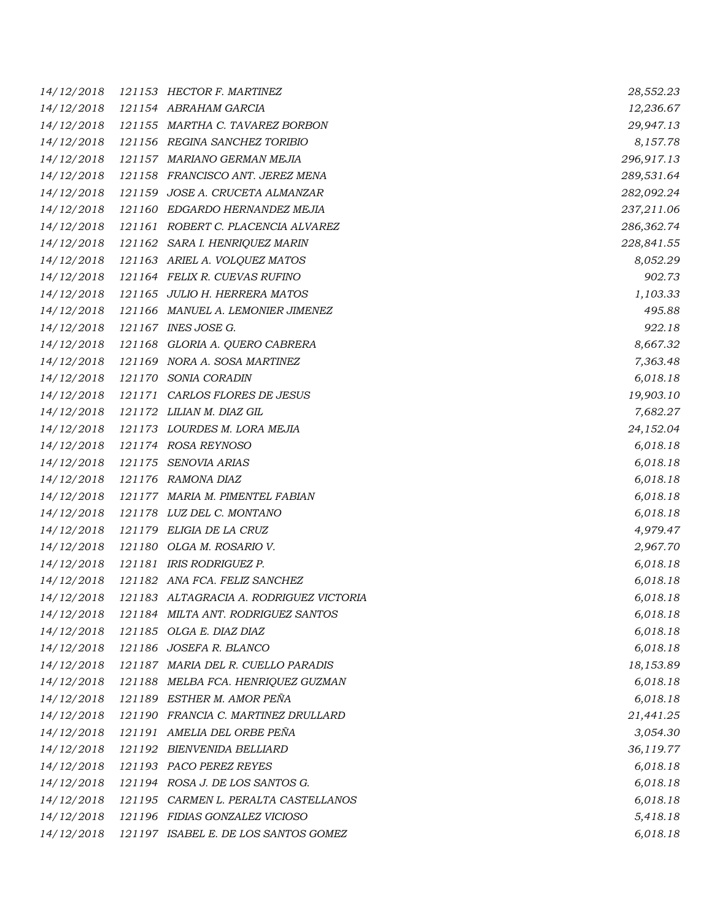| | | | |
|---|---|---|---|
| 14/12/2018 | 121153 | HECTOR F. MARTINEZ | 28,552.23 |
| 14/12/2018 | 121154 | ABRAHAM GARCIA | 12,236.67 |
| 14/12/2018 | 121155 | MARTHA C. TAVAREZ BORBON | 29,947.13 |
| 14/12/2018 | 121156 | REGINA SANCHEZ TORIBIO | 8,157.78 |
| 14/12/2018 | 121157 | MARIANO GERMAN MEJIA | 296,917.13 |
| 14/12/2018 | 121158 | FRANCISCO ANT. JEREZ MENA | 289,531.64 |
| 14/12/2018 | 121159 | JOSE A. CRUCETA ALMANZAR | 282,092.24 |
| 14/12/2018 | 121160 | EDGARDO HERNANDEZ MEJIA | 237,211.06 |
| 14/12/2018 | 121161 | ROBERT C. PLACENCIA ALVAREZ | 286,362.74 |
| 14/12/2018 | 121162 | SARA I. HENRIQUEZ MARIN | 228,841.55 |
| 14/12/2018 | 121163 | ARIEL A. VOLQUEZ MATOS | 8,052.29 |
| 14/12/2018 | 121164 | FELIX R. CUEVAS RUFINO | 902.73 |
| 14/12/2018 | 121165 | JULIO H. HERRERA MATOS | 1,103.33 |
| 14/12/2018 | 121166 | MANUEL A. LEMONIER JIMENEZ | 495.88 |
| 14/12/2018 | 121167 | INES JOSE G. | 922.18 |
| 14/12/2018 | 121168 | GLORIA A. QUERO CABRERA | 8,667.32 |
| 14/12/2018 | 121169 | NORA A. SOSA MARTINEZ | 7,363.48 |
| 14/12/2018 | 121170 | SONIA CORADIN | 6,018.18 |
| 14/12/2018 | 121171 | CARLOS FLORES DE JESUS | 19,903.10 |
| 14/12/2018 | 121172 | LILIAN M. DIAZ GIL | 7,682.27 |
| 14/12/2018 | 121173 | LOURDES M. LORA MEJIA | 24,152.04 |
| 14/12/2018 | 121174 | ROSA REYNOSO | 6,018.18 |
| 14/12/2018 | 121175 | SENOVIA ARIAS | 6,018.18 |
| 14/12/2018 | 121176 | RAMONA DIAZ | 6,018.18 |
| 14/12/2018 | 121177 | MARIA M. PIMENTEL FABIAN | 6,018.18 |
| 14/12/2018 | 121178 | LUZ DEL C. MONTANO | 6,018.18 |
| 14/12/2018 | 121179 | ELIGIA DE LA CRUZ | 4,979.47 |
| 14/12/2018 | 121180 | OLGA M. ROSARIO V. | 2,967.70 |
| 14/12/2018 | 121181 | IRIS RODRIGUEZ P. | 6,018.18 |
| 14/12/2018 | 121182 | ANA FCA. FELIZ SANCHEZ | 6,018.18 |
| 14/12/2018 | 121183 | ALTAGRACIA A. RODRIGUEZ VICTORIA | 6,018.18 |
| 14/12/2018 | 121184 | MILTA ANT. RODRIGUEZ SANTOS | 6,018.18 |
| 14/12/2018 | 121185 | OLGA E. DIAZ DIAZ | 6,018.18 |
| 14/12/2018 | 121186 | JOSEFA R. BLANCO | 6,018.18 |
| 14/12/2018 | 121187 | MARIA DEL R. CUELLO PARADIS | 18,153.89 |
| 14/12/2018 | 121188 | MELBA FCA. HENRIQUEZ GUZMAN | 6,018.18 |
| 14/12/2018 | 121189 | ESTHER M. AMOR PEÑA | 6,018.18 |
| 14/12/2018 | 121190 | FRANCIA C. MARTINEZ DRULLARD | 21,441.25 |
| 14/12/2018 | 121191 | AMELIA DEL ORBE PEÑA | 3,054.30 |
| 14/12/2018 | 121192 | BIENVENIDA BELLIARD | 36,119.77 |
| 14/12/2018 | 121193 | PACO PEREZ REYES | 6,018.18 |
| 14/12/2018 | 121194 | ROSA J. DE LOS SANTOS G. | 6,018.18 |
| 14/12/2018 | 121195 | CARMEN L. PERALTA CASTELLANOS | 6,018.18 |
| 14/12/2018 | 121196 | FIDIAS GONZALEZ VICIOSO | 5,418.18 |
| 14/12/2018 | 121197 | ISABEL E. DE LOS SANTOS GOMEZ | 6,018.18 |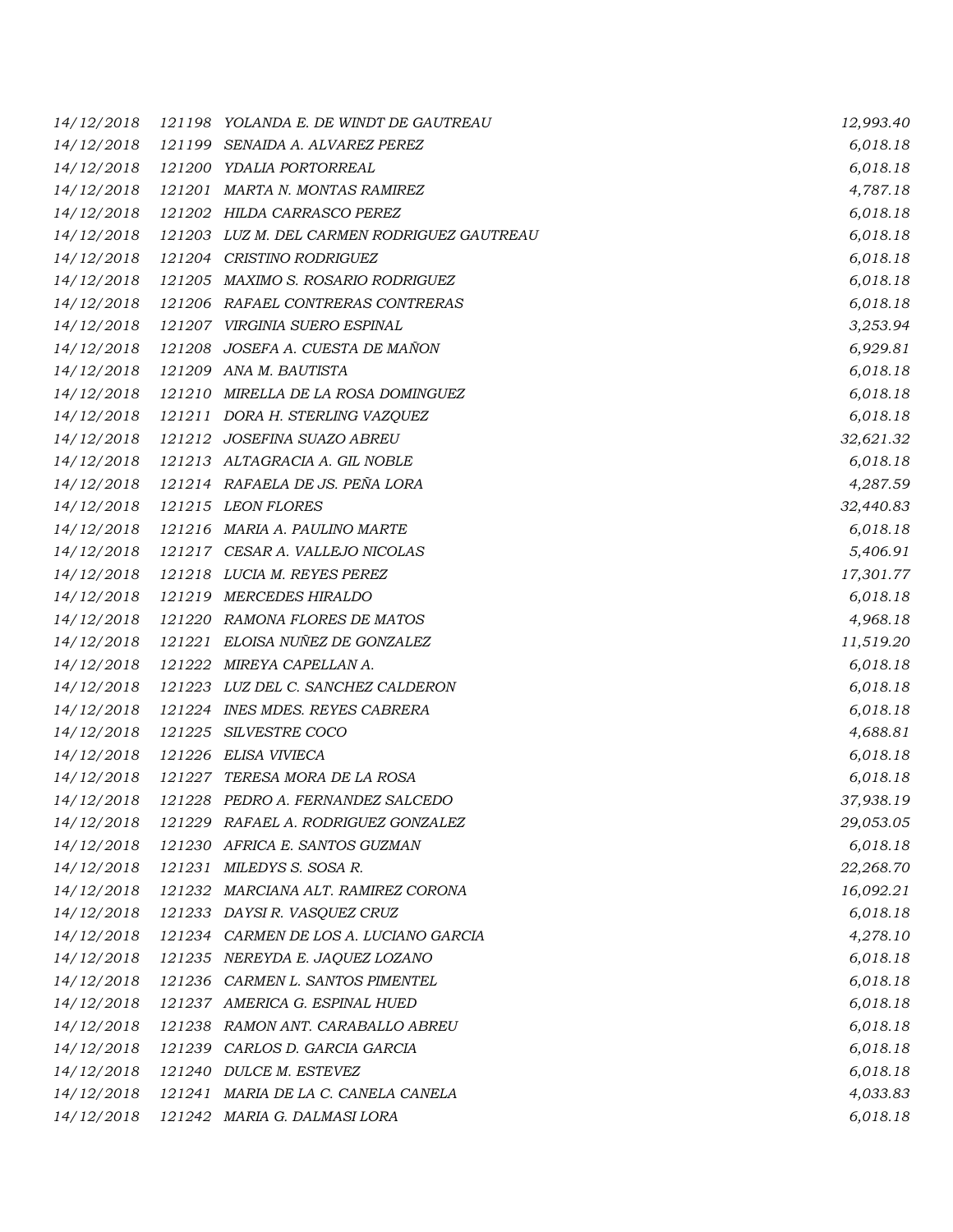| | | | |
|---|---|---|---|
| *14/12/2018* | *121198* | *YOLANDA E. DE WINDT DE GAUTREAU* | *12,993.40* |
| *14/12/2018* | *121199* | *SENAIDA A. ALVAREZ PEREZ* | *6,018.18* |
| *14/12/2018* | *121200* | *YDALIA PORTORREAL* | *6,018.18* |
| *14/12/2018* | *121201* | *MARTA N. MONTAS RAMIREZ* | *4,787.18* |
| *14/12/2018* | *121202* | *HILDA CARRASCO PEREZ* | *6,018.18* |
| *14/12/2018* | *121203* | *LUZ M. DEL CARMEN RODRIGUEZ GAUTREAU* | *6,018.18* |
| *14/12/2018* | *121204* | *CRISTINO RODRIGUEZ* | *6,018.18* |
| *14/12/2018* | *121205* | *MAXIMO S. ROSARIO RODRIGUEZ* | *6,018.18* |
| *14/12/2018* | *121206* | *RAFAEL CONTRERAS CONTRERAS* | *6,018.18* |
| *14/12/2018* | *121207* | *VIRGINIA SUERO ESPINAL* | *3,253.94* |
| *14/12/2018* | *121208* | *JOSEFA A. CUESTA DE MAÑON* | *6,929.81* |
| *14/12/2018* | *121209* | *ANA M. BAUTISTA* | *6,018.18* |
| *14/12/2018* | *121210* | *MIRELLA DE LA ROSA DOMINGUEZ* | *6,018.18* |
| *14/12/2018* | *121211* | *DORA H. STERLING VAZQUEZ* | *6,018.18* |
| *14/12/2018* | *121212* | *JOSEFINA SUAZO ABREU* | *32,621.32* |
| *14/12/2018* | *121213* | *ALTAGRACIA A. GIL NOBLE* | *6,018.18* |
| *14/12/2018* | *121214* | *RAFAELA DE JS. PEÑA LORA* | *4,287.59* |
| *14/12/2018* | *121215* | *LEON FLORES* | *32,440.83* |
| *14/12/2018* | *121216* | *MARIA A. PAULINO MARTE* | *6,018.18* |
| *14/12/2018* | *121217* | *CESAR A. VALLEJO NICOLAS* | *5,406.91* |
| *14/12/2018* | *121218* | *LUCIA M. REYES PEREZ* | *17,301.77* |
| *14/12/2018* | *121219* | *MERCEDES HIRALDO* | *6,018.18* |
| *14/12/2018* | *121220* | *RAMONA FLORES DE MATOS* | *4,968.18* |
| *14/12/2018* | *121221* | *ELOISA NUÑEZ DE GONZALEZ* | *11,519.20* |
| *14/12/2018* | *121222* | *MIREYA CAPELLAN A.* | *6,018.18* |
| *14/12/2018* | *121223* | *LUZ DEL C. SANCHEZ CALDERON* | *6,018.18* |
| *14/12/2018* | *121224* | *INES MDES. REYES CABRERA* | *6,018.18* |
| *14/12/2018* | *121225* | *SILVESTRE COCO* | *4,688.81* |
| *14/12/2018* | *121226* | *ELISA VIVIECA* | *6,018.18* |
| *14/12/2018* | *121227* | *TERESA MORA DE LA ROSA* | *6,018.18* |
| *14/12/2018* | *121228* | *PEDRO A. FERNANDEZ SALCEDO* | *37,938.19* |
| *14/12/2018* | *121229* | *RAFAEL A. RODRIGUEZ GONZALEZ* | *29,053.05* |
| *14/12/2018* | *121230* | *AFRICA E. SANTOS GUZMAN* | *6,018.18* |
| *14/12/2018* | *121231* | *MILEDYS S. SOSA R.* | *22,268.70* |
| *14/12/2018* | *121232* | *MARCIANA ALT. RAMIREZ CORONA* | *16,092.21* |
| *14/12/2018* | *121233* | *DAYSI R. VASQUEZ CRUZ* | *6,018.18* |
| *14/12/2018* | *121234* | *CARMEN DE LOS A. LUCIANO GARCIA* | *4,278.10* |
| *14/12/2018* | *121235* | *NEREYDA E. JAQUEZ LOZANO* | *6,018.18* |
| *14/12/2018* | *121236* | *CARMEN L. SANTOS PIMENTEL* | *6,018.18* |
| *14/12/2018* | *121237* | *AMERICA G. ESPINAL HUED* | *6,018.18* |
| *14/12/2018* | *121238* | *RAMON ANT. CARABALLO ABREU* | *6,018.18* |
| *14/12/2018* | *121239* | *CARLOS D. GARCIA GARCIA* | *6,018.18* |
| *14/12/2018* | *121240* | *DULCE M. ESTEVEZ* | *6,018.18* |
| *14/12/2018* | *121241* | *MARIA DE LA C. CANELA CANELA* | *4,033.83* |
| *14/12/2018* | *121242* | *MARIA G. DALMASI LORA* | *6,018.18* |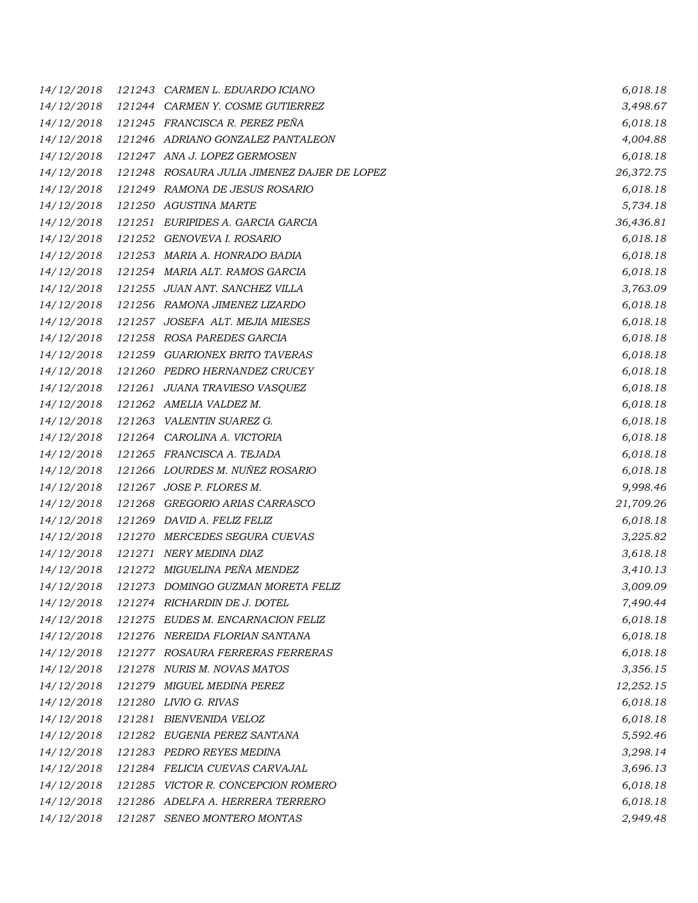| | | | |
|---|---|---|---|
| *14/12/2018* | *121243* | *CARMEN L. EDUARDO ICIANO* | *6,018.18* |
| *14/12/2018* | *121244* | *CARMEN Y. COSME GUTIERREZ* | *3,498.67* |
| *14/12/2018* | *121245* | *FRANCISCA R. PEREZ PEÑA* | *6,018.18* |
| *14/12/2018* | *121246* | *ADRIANO GONZALEZ PANTALEON* | *4,004.88* |
| *14/12/2018* | *121247* | *ANA J. LOPEZ GERMOSEN* | *6,018.18* |
| *14/12/2018* | *121248* | *ROSAURA JULIA JIMENEZ DAJER DE LOPEZ* | *26,372.75* |
| *14/12/2018* | *121249* | *RAMONA DE JESUS ROSARIO* | *6,018.18* |
| *14/12/2018* | *121250* | *AGUSTINA MARTE* | *5,734.18* |
| *14/12/2018* | *121251* | *EURIPIDES A. GARCIA GARCIA* | *36,436.81* |
| *14/12/2018* | *121252* | *GENOVEVA I. ROSARIO* | *6,018.18* |
| *14/12/2018* | *121253* | *MARIA A. HONRADO BADIA* | *6,018.18* |
| *14/12/2018* | *121254* | *MARIA ALT. RAMOS GARCIA* | *6,018.18* |
| *14/12/2018* | *121255* | *JUAN ANT. SANCHEZ VILLA* | *3,763.09* |
| *14/12/2018* | *121256* | *RAMONA JIMENEZ LIZARDO* | *6,018.18* |
| *14/12/2018* | *121257* | *JOSEFA ALT. MEJIA MIESES* | *6,018.18* |
| *14/12/2018* | *121258* | *ROSA PAREDES GARCIA* | *6,018.18* |
| *14/12/2018* | *121259* | *GUARIONEX BRITO TAVERAS* | *6,018.18* |
| *14/12/2018* | *121260* | *PEDRO HERNANDEZ CRUCEY* | *6,018.18* |
| *14/12/2018* | *121261* | *JUANA TRAVIESO VASQUEZ* | *6,018.18* |
| *14/12/2018* | *121262* | *AMELIA VALDEZ M.* | *6,018.18* |
| *14/12/2018* | *121263* | *VALENTIN SUAREZ G.* | *6,018.18* |
| *14/12/2018* | *121264* | *CAROLINA A. VICTORIA* | *6,018.18* |
| *14/12/2018* | *121265* | *FRANCISCA A. TEJADA* | *6,018.18* |
| *14/12/2018* | *121266* | *LOURDES M. NUÑEZ ROSARIO* | *6,018.18* |
| *14/12/2018* | *121267* | *JOSE P. FLORES M.* | *9,998.46* |
| *14/12/2018* | *121268* | *GREGORIO ARIAS CARRASCO* | *21,709.26* |
| *14/12/2018* | *121269* | *DAVID A. FELIZ FELIZ* | *6,018.18* |
| *14/12/2018* | *121270* | *MERCEDES SEGURA CUEVAS* | *3,225.82* |
| *14/12/2018* | *121271* | *NERY MEDINA DIAZ* | *3,618.18* |
| *14/12/2018* | *121272* | *MIGUELINA PEÑA MENDEZ* | *3,410.13* |
| *14/12/2018* | *121273* | *DOMINGO GUZMAN MORETA FELIZ* | *3,009.09* |
| *14/12/2018* | *121274* | *RICHARDIN DE J. DOTEL* | *7,490.44* |
| *14/12/2018* | *121275* | *EUDES M. ENCARNACION FELIZ* | *6,018.18* |
| *14/12/2018* | *121276* | *NEREIDA FLORIAN SANTANA* | *6,018.18* |
| *14/12/2018* | *121277* | *ROSAURA FERRERAS FERRERAS* | *6,018.18* |
| *14/12/2018* | *121278* | *NURIS M. NOVAS MATOS* | *3,356.15* |
| *14/12/2018* | *121279* | *MIGUEL MEDINA PEREZ* | *12,252.15* |
| *14/12/2018* | *121280* | *LIVIO G. RIVAS* | *6,018.18* |
| *14/12/2018* | *121281* | *BIENVENIDA VELOZ* | *6,018.18* |
| *14/12/2018* | *121282* | *EUGENIA PEREZ SANTANA* | *5,592.46* |
| *14/12/2018* | *121283* | *PEDRO REYES MEDINA* | *3,298.14* |
| *14/12/2018* | *121284* | *FELICIA CUEVAS CARVAJAL* | *3,696.13* |
| *14/12/2018* | *121285* | *VICTOR R. CONCEPCION ROMERO* | *6,018.18* |
| *14/12/2018* | *121286* | *ADELFA A. HERRERA TERRERO* | *6,018.18* |
| *14/12/2018* | *121287* | *SENEO MONTERO MONTAS* | *2,949.48* |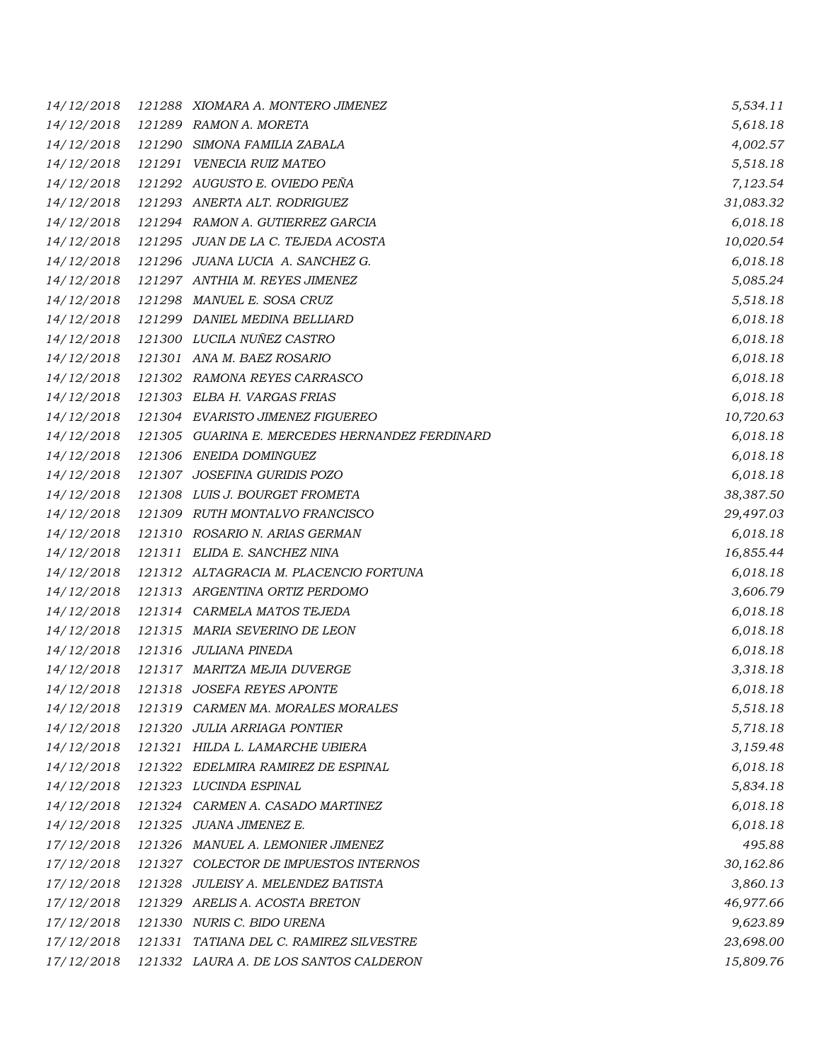| | | | |
|---|---|---|---|
| 14/12/2018 | 121288 | XIOMARA A. MONTERO JIMENEZ | 5,534.11 |
| 14/12/2018 | 121289 | RAMON A. MORETA | 5,618.18 |
| 14/12/2018 | 121290 | SIMONA FAMILIA ZABALA | 4,002.57 |
| 14/12/2018 | 121291 | VENECIA RUIZ MATEO | 5,518.18 |
| 14/12/2018 | 121292 | AUGUSTO E. OVIEDO PEÑA | 7,123.54 |
| 14/12/2018 | 121293 | ANERTA ALT. RODRIGUEZ | 31,083.32 |
| 14/12/2018 | 121294 | RAMON A. GUTIERREZ GARCIA | 6,018.18 |
| 14/12/2018 | 121295 | JUAN DE LA C. TEJEDA ACOSTA | 10,020.54 |
| 14/12/2018 | 121296 | JUANA LUCIA A. SANCHEZ G. | 6,018.18 |
| 14/12/2018 | 121297 | ANTHIA M. REYES JIMENEZ | 5,085.24 |
| 14/12/2018 | 121298 | MANUEL E. SOSA CRUZ | 5,518.18 |
| 14/12/2018 | 121299 | DANIEL MEDINA BELLIARD | 6,018.18 |
| 14/12/2018 | 121300 | LUCILA NUÑEZ CASTRO | 6,018.18 |
| 14/12/2018 | 121301 | ANA M. BAEZ ROSARIO | 6,018.18 |
| 14/12/2018 | 121302 | RAMONA REYES CARRASCO | 6,018.18 |
| 14/12/2018 | 121303 | ELBA H. VARGAS FRIAS | 6,018.18 |
| 14/12/2018 | 121304 | EVARISTO JIMENEZ FIGUEREO | 10,720.63 |
| 14/12/2018 | 121305 | GUARINA E. MERCEDES HERNANDEZ FERDINARD | 6,018.18 |
| 14/12/2018 | 121306 | ENEIDA DOMINGUEZ | 6,018.18 |
| 14/12/2018 | 121307 | JOSEFINA GURIDIS POZO | 6,018.18 |
| 14/12/2018 | 121308 | LUIS J. BOURGET FROMETA | 38,387.50 |
| 14/12/2018 | 121309 | RUTH MONTALVO FRANCISCO | 29,497.03 |
| 14/12/2018 | 121310 | ROSARIO N. ARIAS GERMAN | 6,018.18 |
| 14/12/2018 | 121311 | ELIDA E. SANCHEZ NINA | 16,855.44 |
| 14/12/2018 | 121312 | ALTAGRACIA M. PLACENCIO FORTUNA | 6,018.18 |
| 14/12/2018 | 121313 | ARGENTINA ORTIZ PERDOMO | 3,606.79 |
| 14/12/2018 | 121314 | CARMELA MATOS TEJEDA | 6,018.18 |
| 14/12/2018 | 121315 | MARIA SEVERINO DE LEON | 6,018.18 |
| 14/12/2018 | 121316 | JULIANA PINEDA | 6,018.18 |
| 14/12/2018 | 121317 | MARITZA MEJIA DUVERGE | 3,318.18 |
| 14/12/2018 | 121318 | JOSEFA REYES APONTE | 6,018.18 |
| 14/12/2018 | 121319 | CARMEN MA. MORALES MORALES | 5,518.18 |
| 14/12/2018 | 121320 | JULIA ARRIAGA PONTIER | 5,718.18 |
| 14/12/2018 | 121321 | HILDA L. LAMARCHE UBIERA | 3,159.48 |
| 14/12/2018 | 121322 | EDELMIRA RAMIREZ DE ESPINAL | 6,018.18 |
| 14/12/2018 | 121323 | LUCINDA ESPINAL | 5,834.18 |
| 14/12/2018 | 121324 | CARMEN A. CASADO MARTINEZ | 6,018.18 |
| 14/12/2018 | 121325 | JUANA JIMENEZ E. | 6,018.18 |
| 17/12/2018 | 121326 | MANUEL A. LEMONIER JIMENEZ | 495.88 |
| 17/12/2018 | 121327 | COLECTOR DE IMPUESTOS INTERNOS | 30,162.86 |
| 17/12/2018 | 121328 | JULEISY A. MELENDEZ BATISTA | 3,860.13 |
| 17/12/2018 | 121329 | ARELIS A. ACOSTA BRETON | 46,977.66 |
| 17/12/2018 | 121330 | NURIS C. BIDO URENA | 9,623.89 |
| 17/12/2018 | 121331 | TATIANA DEL C. RAMIREZ SILVESTRE | 23,698.00 |
| 17/12/2018 | 121332 | LAURA A. DE LOS SANTOS CALDERON | 15,809.76 |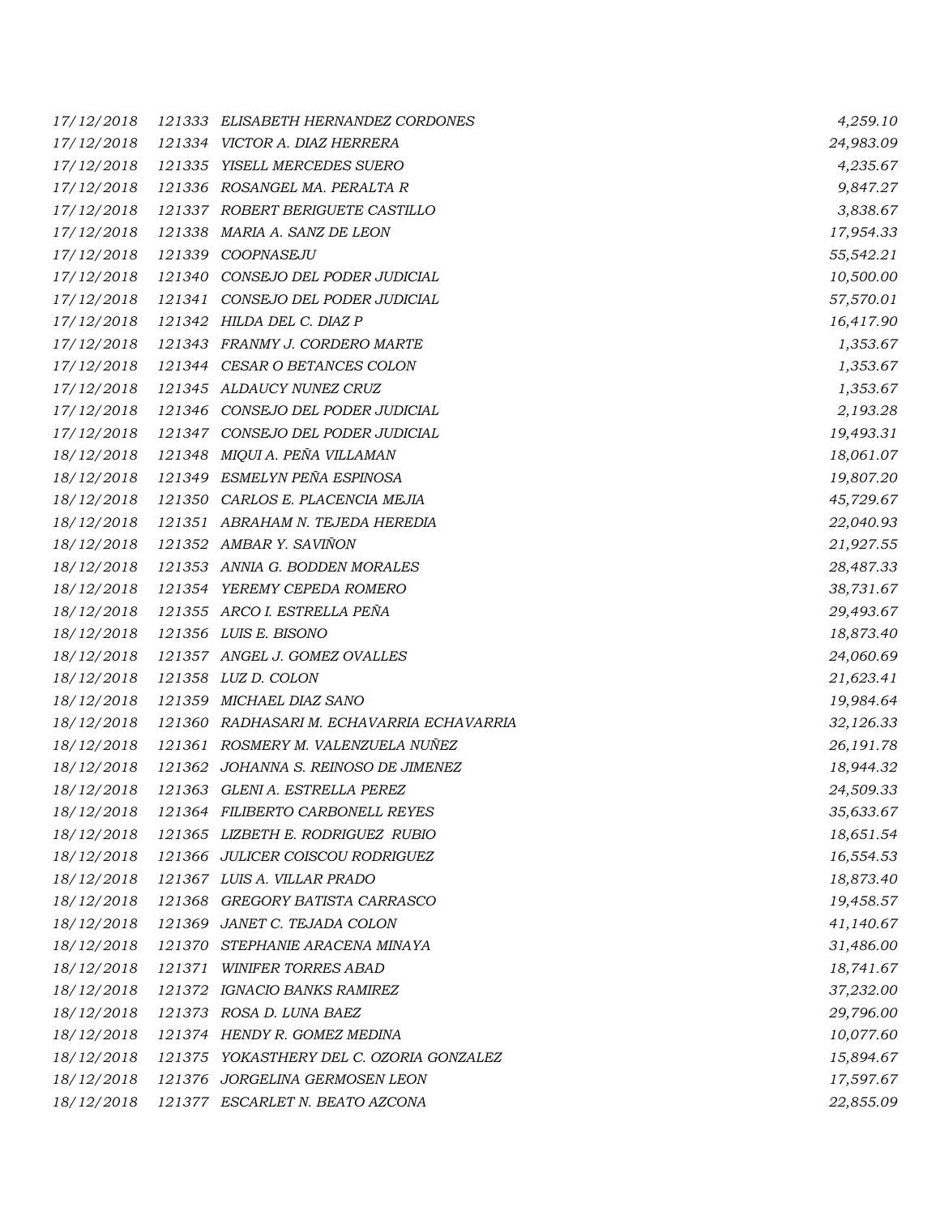| | | | |
|---|---|---|---|
| 17/12/2018 | 121333 | ELISABETH HERNANDEZ CORDONES | 4,259.10 |
| 17/12/2018 | 121334 | VICTOR A. DIAZ HERRERA | 24,983.09 |
| 17/12/2018 | 121335 | YISELL MERCEDES SUERO | 4,235.67 |
| 17/12/2018 | 121336 | ROSANGEL MA. PERALTA R | 9,847.27 |
| 17/12/2018 | 121337 | ROBERT BERIGUETE CASTILLO | 3,838.67 |
| 17/12/2018 | 121338 | MARIA A. SANZ DE LEON | 17,954.33 |
| 17/12/2018 | 121339 | COOPNASEJU | 55,542.21 |
| 17/12/2018 | 121340 | CONSEJO DEL PODER JUDICIAL | 10,500.00 |
| 17/12/2018 | 121341 | CONSEJO DEL PODER JUDICIAL | 57,570.01 |
| 17/12/2018 | 121342 | HILDA DEL C. DIAZ P | 16,417.90 |
| 17/12/2018 | 121343 | FRANMY J. CORDERO MARTE | 1,353.67 |
| 17/12/2018 | 121344 | CESAR O BETANCES COLON | 1,353.67 |
| 17/12/2018 | 121345 | ALDAUCY NUNEZ CRUZ | 1,353.67 |
| 17/12/2018 | 121346 | CONSEJO DEL PODER JUDICIAL | 2,193.28 |
| 17/12/2018 | 121347 | CONSEJO DEL PODER JUDICIAL | 19,493.31 |
| 18/12/2018 | 121348 | MIQUI A. PEÑA VILLAMAN | 18,061.07 |
| 18/12/2018 | 121349 | ESMELYN PEÑA ESPINOSA | 19,807.20 |
| 18/12/2018 | 121350 | CARLOS E. PLACENCIA MEJIA | 45,729.67 |
| 18/12/2018 | 121351 | ABRAHAM N. TEJEDA HEREDIA | 22,040.93 |
| 18/12/2018 | 121352 | AMBAR Y. SAVIÑON | 21,927.55 |
| 18/12/2018 | 121353 | ANNIA G. BODDEN MORALES | 28,487.33 |
| 18/12/2018 | 121354 | YEREMY CEPEDA ROMERO | 38,731.67 |
| 18/12/2018 | 121355 | ARCO I. ESTRELLA PEÑA | 29,493.67 |
| 18/12/2018 | 121356 | LUIS E. BISONO | 18,873.40 |
| 18/12/2018 | 121357 | ANGEL J. GOMEZ OVALLES | 24,060.69 |
| 18/12/2018 | 121358 | LUZ D. COLON | 21,623.41 |
| 18/12/2018 | 121359 | MICHAEL DIAZ SANO | 19,984.64 |
| 18/12/2018 | 121360 | RADHASARI M. ECHAVARRIA ECHAVARRIA | 32,126.33 |
| 18/12/2018 | 121361 | ROSMERY M. VALENZUELA NUÑEZ | 26,191.78 |
| 18/12/2018 | 121362 | JOHANNA S. REINOSO DE JIMENEZ | 18,944.32 |
| 18/12/2018 | 121363 | GLENI A. ESTRELLA PEREZ | 24,509.33 |
| 18/12/2018 | 121364 | FILIBERTO CARBONELL REYES | 35,633.67 |
| 18/12/2018 | 121365 | LIZBETH E. RODRIGUEZ RUBIO | 18,651.54 |
| 18/12/2018 | 121366 | JULICER COISCOU RODRIGUEZ | 16,554.53 |
| 18/12/2018 | 121367 | LUIS A. VILLAR PRADO | 18,873.40 |
| 18/12/2018 | 121368 | GREGORY BATISTA CARRASCO | 19,458.57 |
| 18/12/2018 | 121369 | JANET C. TEJADA COLON | 41,140.67 |
| 18/12/2018 | 121370 | STEPHANIE ARACENA MINAYA | 31,486.00 |
| 18/12/2018 | 121371 | WINIFER TORRES ABAD | 18,741.67 |
| 18/12/2018 | 121372 | IGNACIO BANKS RAMIREZ | 37,232.00 |
| 18/12/2018 | 121373 | ROSA D. LUNA BAEZ | 29,796.00 |
| 18/12/2018 | 121374 | HENDY R. GOMEZ MEDINA | 10,077.60 |
| 18/12/2018 | 121375 | YOKASTHERY DEL C. OZORIA GONZALEZ | 15,894.67 |
| 18/12/2018 | 121376 | JORGELINA GERMOSEN LEON | 17,597.67 |
| 18/12/2018 | 121377 | ESCARLET N. BEATO AZCONA | 22,855.09 |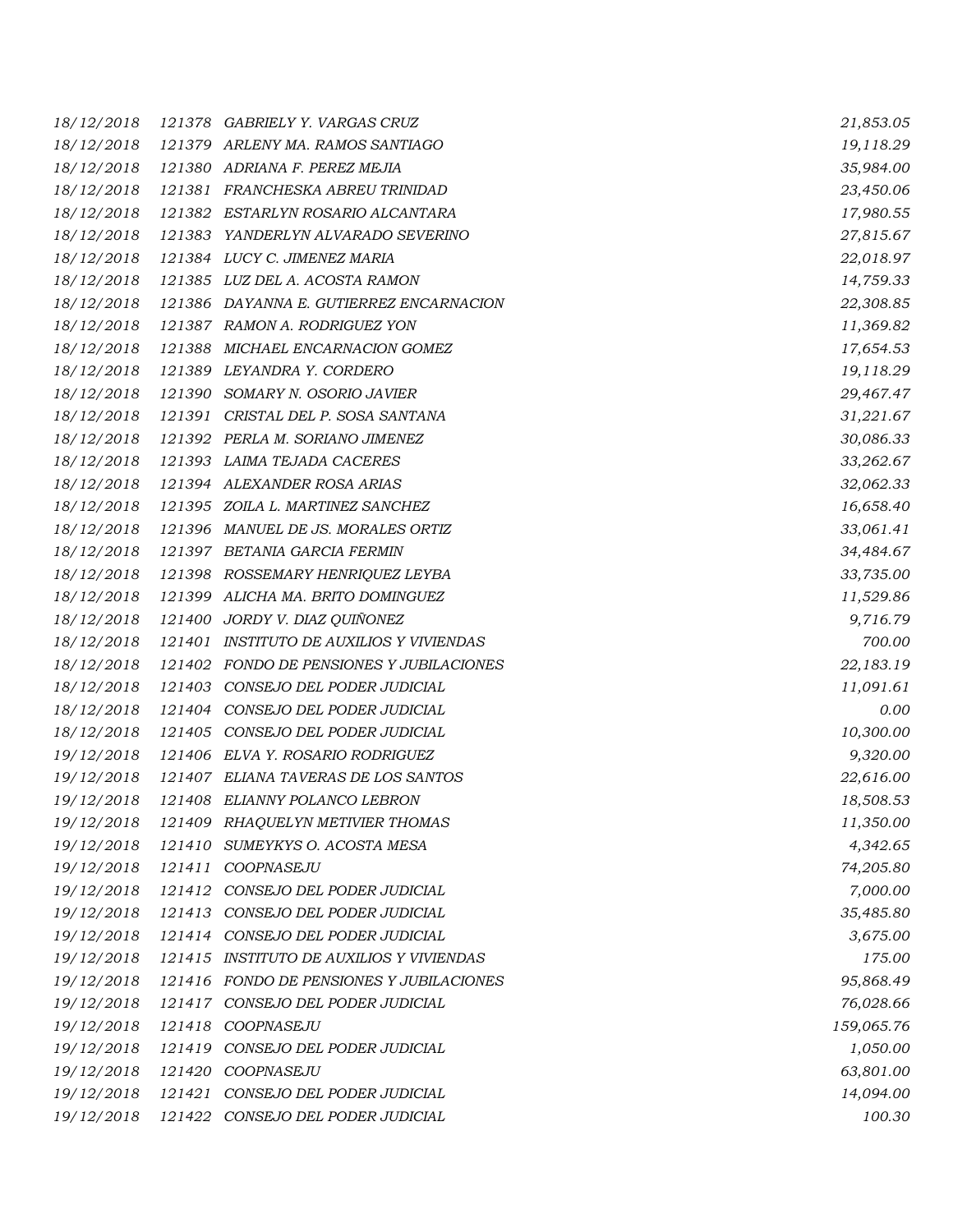| | | | |
|---|---|---|---|
| 18/12/2018 | 121378 | GABRIELY Y. VARGAS CRUZ | 21,853.05 |
| 18/12/2018 | 121379 | ARLENY MA. RAMOS SANTIAGO | 19,118.29 |
| 18/12/2018 | 121380 | ADRIANA F. PEREZ MEJIA | 35,984.00 |
| 18/12/2018 | 121381 | FRANCHESKA ABREU TRINIDAD | 23,450.06 |
| 18/12/2018 | 121382 | ESTARLYN ROSARIO ALCANTARA | 17,980.55 |
| 18/12/2018 | 121383 | YANDERLYN ALVARADO SEVERINO | 27,815.67 |
| 18/12/2018 | 121384 | LUCY C. JIMENEZ MARIA | 22,018.97 |
| 18/12/2018 | 121385 | LUZ DEL A. ACOSTA RAMON | 14,759.33 |
| 18/12/2018 | 121386 | DAYANNA E. GUTIERREZ ENCARNACION | 22,308.85 |
| 18/12/2018 | 121387 | RAMON A. RODRIGUEZ YON | 11,369.82 |
| 18/12/2018 | 121388 | MICHAEL ENCARNACION GOMEZ | 17,654.53 |
| 18/12/2018 | 121389 | LEYANDRA Y. CORDERO | 19,118.29 |
| 18/12/2018 | 121390 | SOMARY N. OSORIO JAVIER | 29,467.47 |
| 18/12/2018 | 121391 | CRISTAL DEL P. SOSA SANTANA | 31,221.67 |
| 18/12/2018 | 121392 | PERLA M. SORIANO JIMENEZ | 30,086.33 |
| 18/12/2018 | 121393 | LAIMA TEJADA CACERES | 33,262.67 |
| 18/12/2018 | 121394 | ALEXANDER ROSA ARIAS | 32,062.33 |
| 18/12/2018 | 121395 | ZOILA L. MARTINEZ SANCHEZ | 16,658.40 |
| 18/12/2018 | 121396 | MANUEL DE JS. MORALES ORTIZ | 33,061.41 |
| 18/12/2018 | 121397 | BETANIA GARCIA FERMIN | 34,484.67 |
| 18/12/2018 | 121398 | ROSSEMARY HENRIQUEZ LEYBA | 33,735.00 |
| 18/12/2018 | 121399 | ALICHA MA. BRITO DOMINGUEZ | 11,529.86 |
| 18/12/2018 | 121400 | JORDY V. DIAZ QUIÑONEZ | 9,716.79 |
| 18/12/2018 | 121401 | INSTITUTO DE AUXILIOS Y VIVIENDAS | 700.00 |
| 18/12/2018 | 121402 | FONDO DE PENSIONES Y JUBILACIONES | 22,183.19 |
| 18/12/2018 | 121403 | CONSEJO DEL PODER JUDICIAL | 11,091.61 |
| 18/12/2018 | 121404 | CONSEJO DEL PODER JUDICIAL | 0.00 |
| 18/12/2018 | 121405 | CONSEJO DEL PODER JUDICIAL | 10,300.00 |
| 19/12/2018 | 121406 | ELVA Y. ROSARIO RODRIGUEZ | 9,320.00 |
| 19/12/2018 | 121407 | ELIANA TAVERAS DE LOS SANTOS | 22,616.00 |
| 19/12/2018 | 121408 | ELIANNY POLANCO LEBRON | 18,508.53 |
| 19/12/2018 | 121409 | RHAQUELYN METIVIER THOMAS | 11,350.00 |
| 19/12/2018 | 121410 | SUMEYKYS O. ACOSTA MESA | 4,342.65 |
| 19/12/2018 | 121411 | COOPNASEJU | 74,205.80 |
| 19/12/2018 | 121412 | CONSEJO DEL PODER JUDICIAL | 7,000.00 |
| 19/12/2018 | 121413 | CONSEJO DEL PODER JUDICIAL | 35,485.80 |
| 19/12/2018 | 121414 | CONSEJO DEL PODER JUDICIAL | 3,675.00 |
| 19/12/2018 | 121415 | INSTITUTO DE AUXILIOS Y VIVIENDAS | 175.00 |
| 19/12/2018 | 121416 | FONDO DE PENSIONES Y JUBILACIONES | 95,868.49 |
| 19/12/2018 | 121417 | CONSEJO DEL PODER JUDICIAL | 76,028.66 |
| 19/12/2018 | 121418 | COOPNASEJU | 159,065.76 |
| 19/12/2018 | 121419 | CONSEJO DEL PODER JUDICIAL | 1,050.00 |
| 19/12/2018 | 121420 | COOPNASEJU | 63,801.00 |
| 19/12/2018 | 121421 | CONSEJO DEL PODER JUDICIAL | 14,094.00 |
| 19/12/2018 | 121422 | CONSEJO DEL PODER JUDICIAL | 100.30 |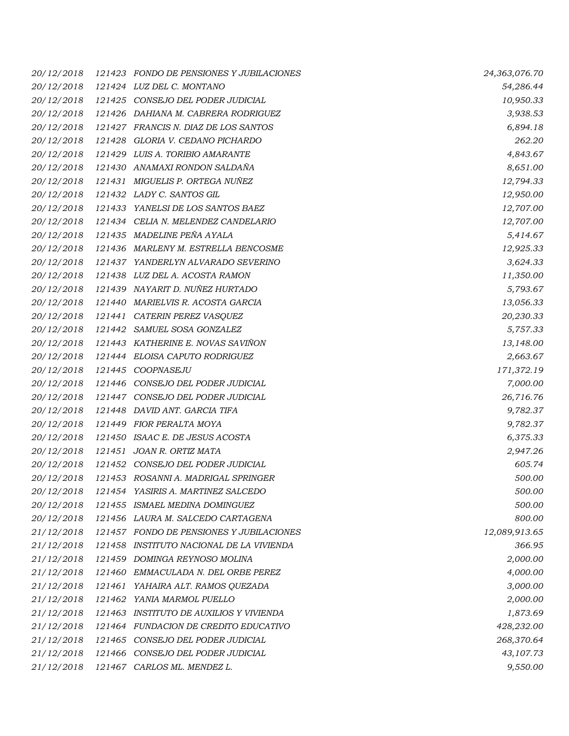| | | | |
|---|---|---|---|
| 20/12/2018 | 121423 | FONDO DE PENSIONES Y JUBILACIONES | 24,363,076.70 |
| 20/12/2018 | 121424 | LUZ DEL C. MONTANO | 54,286.44 |
| 20/12/2018 | 121425 | CONSEJO DEL PODER JUDICIAL | 10,950.33 |
| 20/12/2018 | 121426 | DAHIANA M. CABRERA RODRIGUEZ | 3,938.53 |
| 20/12/2018 | 121427 | FRANCIS N. DIAZ DE LOS SANTOS | 6,894.18 |
| 20/12/2018 | 121428 | GLORIA V. CEDANO PICHARDO | 262.20 |
| 20/12/2018 | 121429 | LUIS A. TORIBIO AMARANTE | 4,843.67 |
| 20/12/2018 | 121430 | ANAMAXI RONDON SALDAÑA | 8,651.00 |
| 20/12/2018 | 121431 | MIGUELIS P. ORTEGA NUÑEZ | 12,794.33 |
| 20/12/2018 | 121432 | LADY C. SANTOS GIL | 12,950.00 |
| 20/12/2018 | 121433 | YANELSI DE LOS SANTOS BAEZ | 12,707.00 |
| 20/12/2018 | 121434 | CELIA N. MELENDEZ CANDELARIO | 12,707.00 |
| 20/12/2018 | 121435 | MADELINE PEÑA AYALA | 5,414.67 |
| 20/12/2018 | 121436 | MARLENY M. ESTRELLA BENCOSME | 12,925.33 |
| 20/12/2018 | 121437 | YANDERLYN ALVARADO SEVERINO | 3,624.33 |
| 20/12/2018 | 121438 | LUZ DEL A. ACOSTA RAMON | 11,350.00 |
| 20/12/2018 | 121439 | NAYARIT D. NUÑEZ HURTADO | 5,793.67 |
| 20/12/2018 | 121440 | MARIELVIS R. ACOSTA GARCIA | 13,056.33 |
| 20/12/2018 | 121441 | CATERIN PEREZ VASQUEZ | 20,230.33 |
| 20/12/2018 | 121442 | SAMUEL SOSA GONZALEZ | 5,757.33 |
| 20/12/2018 | 121443 | KATHERINE E. NOVAS SAVIÑON | 13,148.00 |
| 20/12/2018 | 121444 | ELOISA CAPUTO RODRIGUEZ | 2,663.67 |
| 20/12/2018 | 121445 | COOPNASEJU | 171,372.19 |
| 20/12/2018 | 121446 | CONSEJO DEL PODER JUDICIAL | 7,000.00 |
| 20/12/2018 | 121447 | CONSEJO DEL PODER JUDICIAL | 26,716.76 |
| 20/12/2018 | 121448 | DAVID ANT. GARCIA TIFA | 9,782.37 |
| 20/12/2018 | 121449 | FIOR PERALTA MOYA | 9,782.37 |
| 20/12/2018 | 121450 | ISAAC E. DE JESUS ACOSTA | 6,375.33 |
| 20/12/2018 | 121451 | JOAN R. ORTIZ MATA | 2,947.26 |
| 20/12/2018 | 121452 | CONSEJO DEL PODER JUDICIAL | 605.74 |
| 20/12/2018 | 121453 | ROSANNI A. MADRIGAL SPRINGER | 500.00 |
| 20/12/2018 | 121454 | YASIRIS A. MARTINEZ SALCEDO | 500.00 |
| 20/12/2018 | 121455 | ISMAEL MEDINA DOMINGUEZ | 500.00 |
| 20/12/2018 | 121456 | LAURA M. SALCEDO CARTAGENA | 800.00 |
| 21/12/2018 | 121457 | FONDO DE PENSIONES Y JUBILACIONES | 12,089,913.65 |
| 21/12/2018 | 121458 | INSTITUTO NACIONAL DE LA VIVIENDA | 366.95 |
| 21/12/2018 | 121459 | DOMINGA REYNOSO MOLINA | 2,000.00 |
| 21/12/2018 | 121460 | EMMACULADA N. DEL ORBE PEREZ | 4,000.00 |
| 21/12/2018 | 121461 | YAHAIRA ALT. RAMOS QUEZADA | 3,000.00 |
| 21/12/2018 | 121462 | YANIA MARMOL PUELLO | 2,000.00 |
| 21/12/2018 | 121463 | INSTITUTO DE AUXILIOS Y VIVIENDA | 1,873.69 |
| 21/12/2018 | 121464 | FUNDACION DE CREDITO EDUCATIVO | 428,232.00 |
| 21/12/2018 | 121465 | CONSEJO DEL PODER JUDICIAL | 268,370.64 |
| 21/12/2018 | 121466 | CONSEJO DEL PODER JUDICIAL | 43,107.73 |
| 21/12/2018 | 121467 | CARLOS ML. MENDEZ L. | 9,550.00 |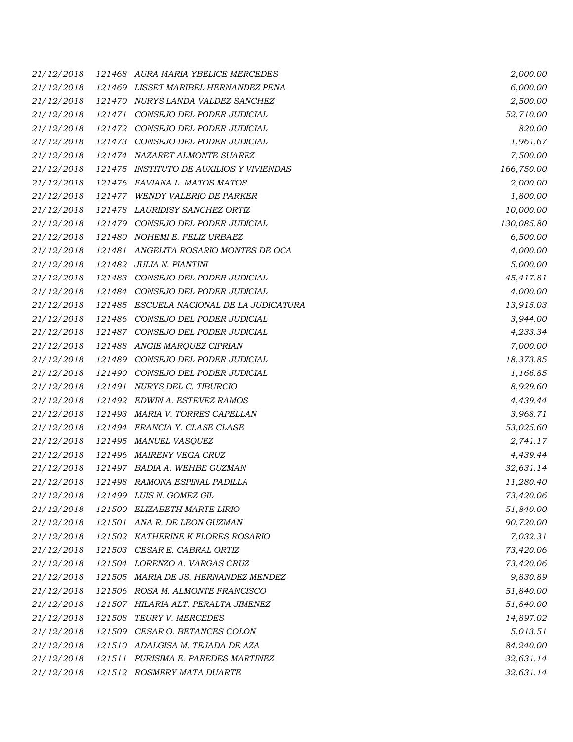| | | | |
|---|---|---|---|
| 21/12/2018 | 121468 | AURA MARIA YBELICE MERCEDES | 2,000.00 |
| 21/12/2018 | 121469 | LISSET MARIBEL HERNANDEZ PENA | 6,000.00 |
| 21/12/2018 | 121470 | NURYS LANDA VALDEZ SANCHEZ | 2,500.00 |
| 21/12/2018 | 121471 | CONSEJO DEL PODER JUDICIAL | 52,710.00 |
| 21/12/2018 | 121472 | CONSEJO DEL PODER JUDICIAL | 820.00 |
| 21/12/2018 | 121473 | CONSEJO DEL PODER JUDICIAL | 1,961.67 |
| 21/12/2018 | 121474 | NAZARET ALMONTE SUAREZ | 7,500.00 |
| 21/12/2018 | 121475 | INSTITUTO DE AUXILIOS Y VIVIENDAS | 166,750.00 |
| 21/12/2018 | 121476 | FAVIANA L. MATOS MATOS | 2,000.00 |
| 21/12/2018 | 121477 | WENDY VALERIO DE PARKER | 1,800.00 |
| 21/12/2018 | 121478 | LAURIDISY SANCHEZ ORTIZ | 10,000.00 |
| 21/12/2018 | 121479 | CONSEJO DEL PODER JUDICIAL | 130,085.80 |
| 21/12/2018 | 121480 | NOHEMI E. FELIZ URBAEZ | 6,500.00 |
| 21/12/2018 | 121481 | ANGELITA ROSARIO MONTES DE OCA | 4,000.00 |
| 21/12/2018 | 121482 | JULIA N. PIANTINI | 5,000.00 |
| 21/12/2018 | 121483 | CONSEJO DEL PODER JUDICIAL | 45,417.81 |
| 21/12/2018 | 121484 | CONSEJO DEL PODER JUDICIAL | 4,000.00 |
| 21/12/2018 | 121485 | ESCUELA NACIONAL DE LA JUDICATURA | 13,915.03 |
| 21/12/2018 | 121486 | CONSEJO DEL PODER JUDICIAL | 3,944.00 |
| 21/12/2018 | 121487 | CONSEJO DEL PODER JUDICIAL | 4,233.34 |
| 21/12/2018 | 121488 | ANGIE MARQUEZ CIPRIAN | 7,000.00 |
| 21/12/2018 | 121489 | CONSEJO DEL PODER JUDICIAL | 18,373.85 |
| 21/12/2018 | 121490 | CONSEJO DEL PODER JUDICIAL | 1,166.85 |
| 21/12/2018 | 121491 | NURYS DEL C. TIBURCIO | 8,929.60 |
| 21/12/2018 | 121492 | EDWIN A. ESTEVEZ RAMOS | 4,439.44 |
| 21/12/2018 | 121493 | MARIA V. TORRES CAPELLAN | 3,968.71 |
| 21/12/2018 | 121494 | FRANCIA Y. CLASE CLASE | 53,025.60 |
| 21/12/2018 | 121495 | MANUEL VASQUEZ | 2,741.17 |
| 21/12/2018 | 121496 | MAIRENY VEGA CRUZ | 4,439.44 |
| 21/12/2018 | 121497 | BADIA A. WEHBE GUZMAN | 32,631.14 |
| 21/12/2018 | 121498 | RAMONA ESPINAL PADILLA | 11,280.40 |
| 21/12/2018 | 121499 | LUIS N. GOMEZ GIL | 73,420.06 |
| 21/12/2018 | 121500 | ELIZABETH MARTE LIRIO | 51,840.00 |
| 21/12/2018 | 121501 | ANA R. DE LEON GUZMAN | 90,720.00 |
| 21/12/2018 | 121502 | KATHERINE K FLORES ROSARIO | 7,032.31 |
| 21/12/2018 | 121503 | CESAR E. CABRAL ORTIZ | 73,420.06 |
| 21/12/2018 | 121504 | LORENZO A. VARGAS CRUZ | 73,420.06 |
| 21/12/2018 | 121505 | MARIA DE JS. HERNANDEZ MENDEZ | 9,830.89 |
| 21/12/2018 | 121506 | ROSA M. ALMONTE FRANCISCO | 51,840.00 |
| 21/12/2018 | 121507 | HILARIA ALT. PERALTA JIMENEZ | 51,840.00 |
| 21/12/2018 | 121508 | TEURY V. MERCEDES | 14,897.02 |
| 21/12/2018 | 121509 | CESAR O. BETANCES COLON | 5,013.51 |
| 21/12/2018 | 121510 | ADALGISA M. TEJADA DE AZA | 84,240.00 |
| 21/12/2018 | 121511 | PURISIMA E. PAREDES MARTINEZ | 32,631.14 |
| 21/12/2018 | 121512 | ROSMERY MATA DUARTE | 32,631.14 |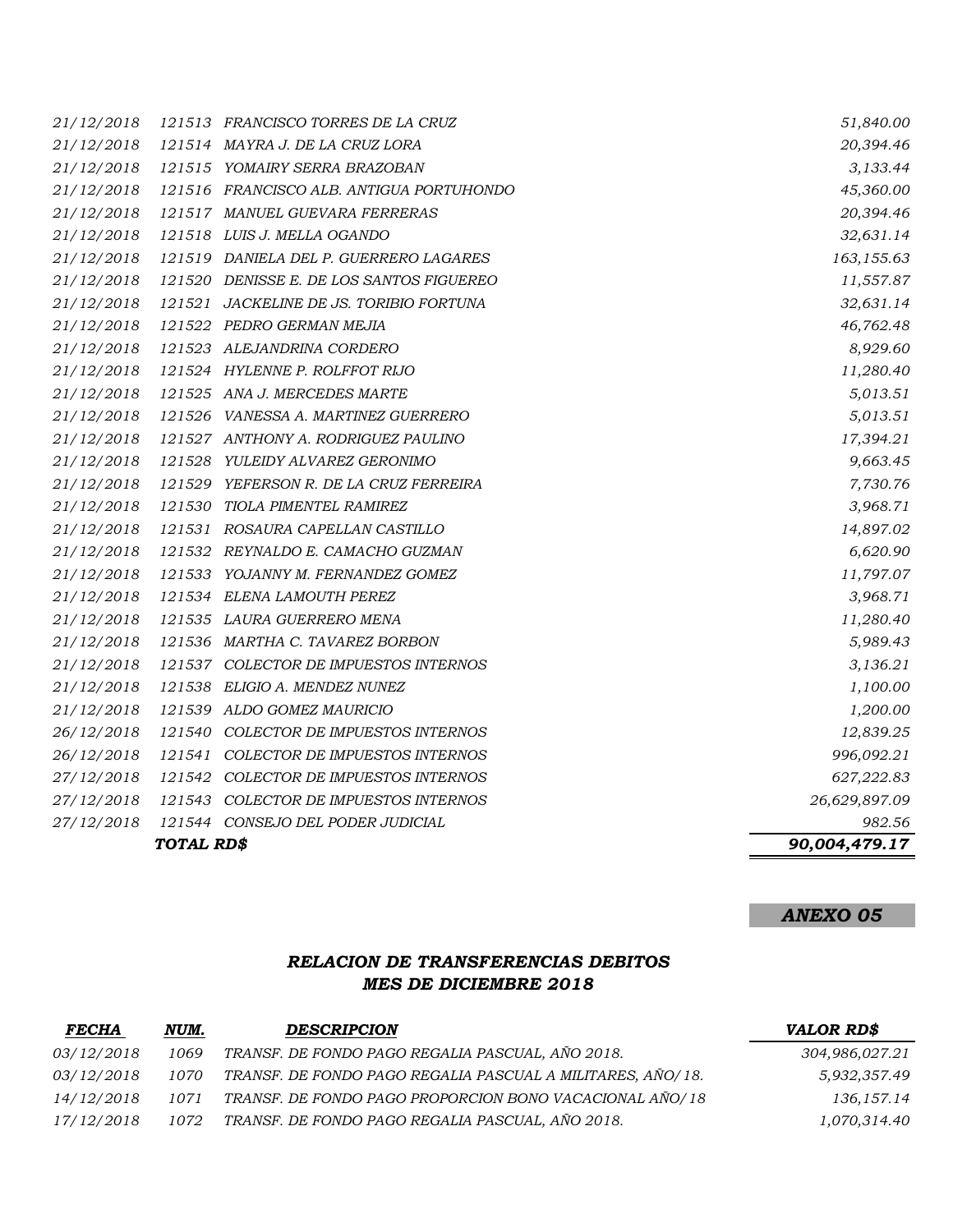| | | | |
|---|---|---|---|
| *21/12/2018* | *121513* | *FRANCISCO TORRES DE LA CRUZ* | *51,840.00* |
| *21/12/2018* | *121514* | *MAYRA J. DE LA CRUZ LORA* | *20,394.46* |
| *21/12/2018* | *121515* | *YOMAIRY SERRA BRAZOBAN* | *3,133.44* |
| *21/12/2018* | *121516* | *FRANCISCO ALB. ANTIGUA PORTUHONDO* | *45,360.00* |
| *21/12/2018* | *121517* | *MANUEL GUEVARA FERRERAS* | *20,394.46* |
| *21/12/2018* | *121518* | *LUIS J. MELLA OGANDO* | *32,631.14* |
| *21/12/2018* | *121519* | *DANIELA DEL P. GUERRERO LAGARES* | *163,155.63* |
| *21/12/2018* | *121520* | *DENISSE E. DE LOS SANTOS FIGUEREO* | *11,557.87* |
| *21/12/2018* | *121521* | *JACKELINE DE JS. TORIBIO FORTUNA* | *32,631.14* |
| *21/12/2018* | *121522* | *PEDRO GERMAN MEJIA* | *46,762.48* |
| *21/12/2018* | *121523* | *ALEJANDRINA CORDERO* | *8,929.60* |
| *21/12/2018* | *121524* | *HYLENNE P. ROLFFOT RIJO* | *11,280.40* |
| *21/12/2018* | *121525* | *ANA J. MERCEDES MARTE* | *5,013.51* |
| *21/12/2018* | *121526* | *VANESSA A. MARTINEZ GUERRERO* | *5,013.51* |
| *21/12/2018* | *121527* | *ANTHONY A. RODRIGUEZ PAULINO* | *17,394.21* |
| *21/12/2018* | *121528* | *YULEIDY ALVAREZ GERONIMO* | *9,663.45* |
| *21/12/2018* | *121529* | *YEFERSON R. DE LA CRUZ FERREIRA* | *7,730.76* |
| *21/12/2018* | *121530* | *TIOLA PIMENTEL RAMIREZ* | *3,968.71* |
| *21/12/2018* | *121531* | *ROSAURA CAPELLAN CASTILLO* | *14,897.02* |
| *21/12/2018* | *121532* | *REYNALDO E. CAMACHO GUZMAN* | *6,620.90* |
| *21/12/2018* | *121533* | *YOJANNY M. FERNANDEZ GOMEZ* | *11,797.07* |
| *21/12/2018* | *121534* | *ELENA LAMOUTH PEREZ* | *3,968.71* |
| *21/12/2018* | *121535* | *LAURA GUERRERO MENA* | *11,280.40* |
| *21/12/2018* | *121536* | *MARTHA C. TAVAREZ BORBON* | *5,989.43* |
| *21/12/2018* | *121537* | *COLECTOR DE IMPUESTOS INTERNOS* | *3,136.21* |
| *21/12/2018* | *121538* | *ELIGIO A. MENDEZ NUNEZ* | *1,100.00* |
| *21/12/2018* | *121539* | *ALDO GOMEZ MAURICIO* | *1,200.00* |
| *26/12/2018* | *121540* | *COLECTOR DE IMPUESTOS INTERNOS* | *12,839.25* |
| *26/12/2018* | *121541* | *COLECTOR DE IMPUESTOS INTERNOS* | *996,092.21* |
| *27/12/2018* | *121542* | *COLECTOR DE IMPUESTOS INTERNOS* | *627,222.83* |
| *27/12/2018* | *121543* | *COLECTOR DE IMPUESTOS INTERNOS* | *26,629,897.09* |
| *27/12/2018* | *121544* | *CONSEJO DEL PODER JUDICIAL* | *982.56* |
| | ***TOTAL RD$*** | | ***90,004,479.17*** |

***ANEXO 05***

## *RELACION DE TRANSFERENCIAS DEBITOS*
## *MES DE DICIEMBRE 2018*

| ***FECHA*** | ***NUM.*** | ***DESCRIPCION*** | ***VALOR RD$*** |
|---|---|---|---|
| *03/12/2018* | *1069* | *TRANSF. DE FONDO PAGO REGALIA PASCUAL, AÑO 2018.* | *304,986,027.21* |
| *03/12/2018* | *1070* | *TRANSF. DE FONDO PAGO REGALIA PASCUAL A MILITARES, AÑO/18.* | *5,932,357.49* |
| *14/12/2018* | *1071* | *TRANSF. DE FONDO PAGO PROPORCION BONO VACACIONAL AÑO/18* | *136,157.14* |
| *17/12/2018* | *1072* | *TRANSF. DE FONDO PAGO REGALIA PASCUAL, AÑO 2018.* | *1,070,314.40* |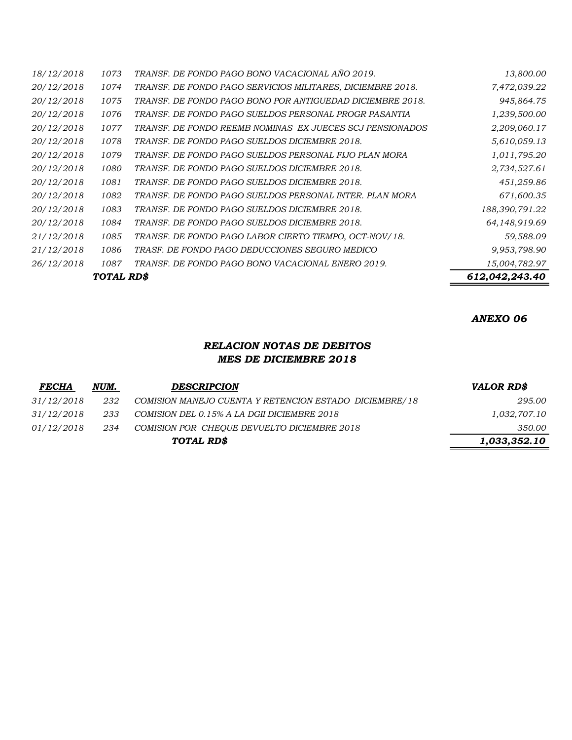| | | | |
|---|---|---|---|
| *18/12/2018* | *1073* | *TRANSF. DE FONDO PAGO BONO VACACIONAL AÑO 2019.* | *13,800.00* |
| *20/12/2018* | *1074* | *TRANSF. DE FONDO PAGO SERVICIOS MILITARES, DICIEMBRE 2018.* | *7,472,039.22* |
| *20/12/2018* | *1075* | *TRANSF. DE FONDO PAGO BONO POR ANTIGUEDAD DICIEMBRE 2018.* | *945,864.75* |
| *20/12/2018* | *1076* | *TRANSF. DE FONDO PAGO SUELDOS PERSONAL PROGR PASANTIA* | *1,239,500.00* |
| *20/12/2018* | *1077* | *TRANSF. DE FONDO REEMB NOMINAS EX JUECES SCJ PENSIONADOS* | *2,209,060.17* |
| *20/12/2018* | *1078* | *TRANSF. DE FONDO PAGO SUELDOS DICIEMBRE 2018.* | *5,610,059.13* |
| *20/12/2018* | *1079* | *TRANSF. DE FONDO PAGO SUELDOS PERSONAL FIJO PLAN MORA* | *1,011,795.20* |
| *20/12/2018* | *1080* | *TRANSF. DE FONDO PAGO SUELDOS DICIEMBRE 2018.* | *2,734,527.61* |
| *20/12/2018* | *1081* | *TRANSF. DE FONDO PAGO SUELDOS DICIEMBRE 2018.* | *451,259.86* |
| *20/12/2018* | *1082* | *TRANSF. DE FONDO PAGO SUELDOS PERSONAL INTER. PLAN MORA* | *671,600.35* |
| *20/12/2018* | *1083* | *TRANSF. DE FONDO PAGO SUELDOS DICIEMBRE 2018.* | *188,390,791.22* |
| *20/12/2018* | *1084* | *TRANSF. DE FONDO PAGO SUELDOS DICIEMBRE 2018.* | *64,148,919.69* |
| *21/12/2018* | *1085* | *TRANSF. DE FONDO PAGO LABOR CIERTO TIEMPO, OCT-NOV/18.* | *59,588.09* |
| *21/12/2018* | *1086* | *TRASF. DE FONDO PAGO DEDUCCIONES SEGURO MEDICO* | *9,953,798.90* |
| *26/12/2018* | *1087* | *TRANSF. DE FONDO PAGO BONO VACACIONAL ENERO 2019.* | *15,004,782.97* |
| | ***TOTAL RD$*** | | ***612,042,243.40*** |

***ANEXO 06***

### *RELACION NOTAS DE DEBITOS*
### *MES DE DICIEMBRE 2018*

| ***FECHA*** | ***NUM.*** | ***DESCRIPCION*** | ***VALOR RD$*** |
|---|---|---|---|
| *31/12/2018* | *232* | *COMISION MANEJO CUENTA Y RETENCION ESTADO DICIEMBRE/18* | *295.00* |
| *31/12/2018* | *233* | *COMISION DEL 0.15% A LA DGII DICIEMBRE 2018* | *1,032,707.10* |
| *01/12/2018* | *234* | *COMISION POR CHEQUE DEVUELTO DICIEMBRE 2018* | *350.00* |
| | | ***TOTAL RD$*** | ***1,033,352.10*** |